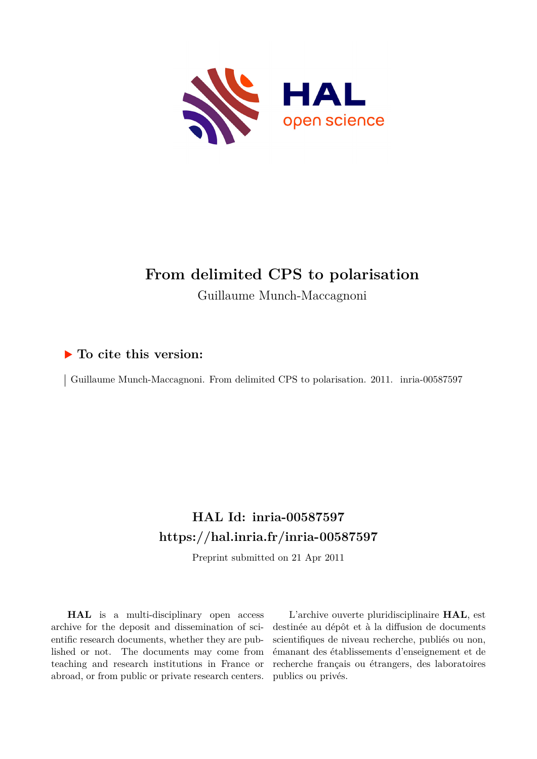# From delimited CPS to polarisation

Guillaume Munch-Maccagnoni

## ▶ To cite this version:

Guillaume Munch-Maccagnoni. From delimited CPS to polarisation. 2011. inria-00587597

## HAL Id: inria-00587597

## https://hal.inria.fr/inria-00587597

Preprint submitted on 21 Apr 2011

**HAL** is a multi-disciplinary open access archive for the deposit and dissemination of scientific research documents, whether they are published or not. The documents may come from teaching and research institutions in France or abroad, or from public or private research centers.

L'archive ouverte pluridisciplinaire **HAL**, est destinée au dépôt et à la diffusion de documents scientifiques de niveau recherche, publiés ou non, émanant des établissements d'enseignement et de recherche français ou étrangers, des laboratoires publics ou privés.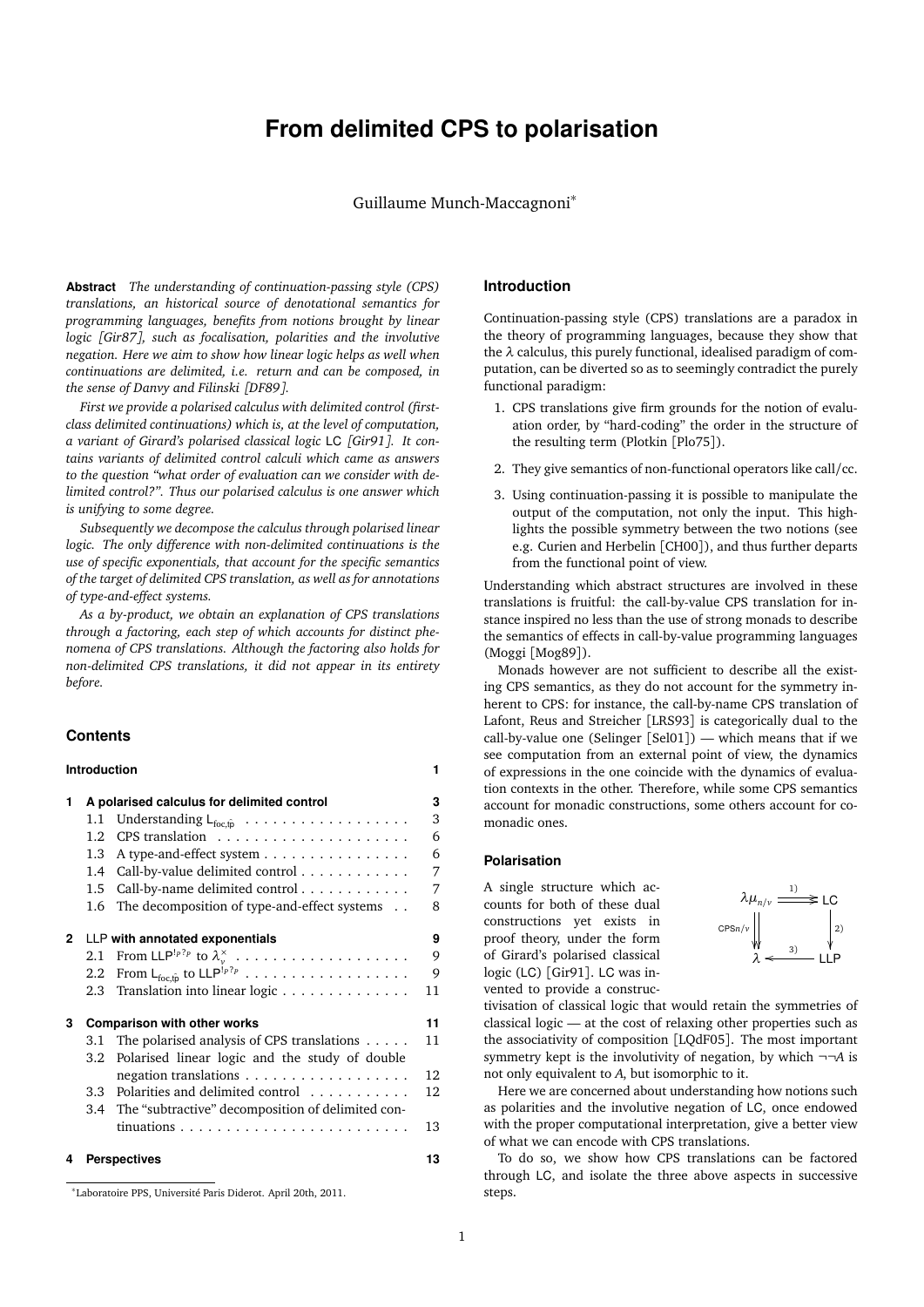# From delimited CPS to polarisation

Guillaume Munch-Maccagnoni*

**Abstract** *The understanding of continuation-passing style (CPS) translations, an historical source of denotational semantics for programming languages, benefits from notions brought by linear logic [Gir87], such as focalisation, polarities and the involutive negation. Here we aim to show how linear logic helps as well when continuations are delimited, i.e. return and can be composed, in the sense of Danvy and Filinski [DF89].*

*First we provide a polarised calculus with delimited control (first-class delimited continuations) which is, at the level of computation, a variant of Girard's polarised classical logic* LC *[Gir91]. It contains variants of delimited control calculi which came as answers to the question "what order of evaluation can we consider with delimited control?". Thus our polarised calculus is one answer which is unifying to some degree.*

*Subsequently we decompose the calculus through polarised linear logic. The only difference with non-delimited continuations is the use of specific exponentials, that account for the specific semantics of the target of delimited CPS translation, as well as for annotations of type-and-effect systems.*

*As a by-product, we obtain an explanation of CPS translations through a factoring, each step of which accounts for distinct phenomena of CPS translations. Although the factoring also holds for non-delimited CPS translations, it did not appear in its entirety before.*

## Contents

**Introduction** ... 1

**1 A polarised calculus for delimited control** ... 3
- 1.1 Understanding $\mathsf{L}_{\mathrm{foc},\mathrm{\hat{tp}}}$ ... 3
- 1.2 CPS translation ... 6
- 1.3 A type-and-effect system ... 6
- 1.4 Call-by-value delimited control ... 7
- 1.5 Call-by-name delimited control ... 7
- 1.6 The decomposition of type-and-effect systems ... 8

**2 LLP with annotated exponentials** ... 9
- 2.1 From $\mathsf{LLP}^{!_p ?_p}$ to $\lambda_v^{\times}$ ... 9
- 2.2 From $\mathsf{L}_{\mathrm{foc},\mathrm{\hat{tp}}}$ to $\mathsf{LLP}^{!_p ?_p}$ ... 9
- 2.3 Translation into linear logic ... 11

**3 Comparison with other works** ... 11
- 3.1 The polarised analysis of CPS translations ... 11
- 3.2 Polarised linear logic and the study of double negation translations ... 12
- 3.3 Polarities and delimited control ... 12
- 3.4 The "subtractive" decomposition of delimited continuations ... 13

**4 Perspectives** ... 13

*Laboratoire PPS, Université Paris Diderot. April 20th, 2011.

## Introduction

Continuation-passing style (CPS) translations are a paradox in the theory of programming languages, because they show that the $\lambda$ calculus, this purely functional, idealised paradigm of computation, can be diverted so as to seemingly contradict the purely functional paradigm:

1. CPS translations give firm grounds for the notion of evaluation order, by "hard-coding" the order in the structure of the resulting term (Plotkin [Plo75]).
2. They give semantics of non-functional operators like call/cc.
3. Using continuation-passing it is possible to manipulate the output of the computation, not only the input. This highlights the possible symmetry between the two notions (see e.g. Curien and Herbelin [CH00]), and thus further departs from the functional point of view.

Understanding which abstract structures are involved in these translations is fruitful: the call-by-value CPS translation for instance inspired no less than the use of strong monads to describe the semantics of effects in call-by-value programming languages (Moggi [Mog89]).

Monads however are not sufficient to describe all the existing CPS semantics, as they do not account for the symmetry inherent to CPS: for instance, the call-by-name CPS translation of Lafont, Reus and Streicher [LRS93] is categorically dual to the call-by-value one (Selinger [Sel01]) — which means that if we see computation from an external point of view, the dynamics of expressions in the one coincide with the dynamics of evaluation contexts in the other. Therefore, while some CPS semantics account for monadic constructions, some others account for comonadic ones.

### Polarisation

$\lambda\mu_{n/v}$ $\xRightarrow{1)}$ LC
CPS$n/v$ 2)
$\lambda$ $\xleftarrow{3)}$ LLP

A single structure which accounts for both of these dual constructions yet exists in proof theory, under the form of Girard's polarised classical logic (LC) [Gir91]. LC was invented to provide a constructivisation of classical logic that would retain the symmetries of classical logic — at the cost of relaxing other properties such as the associativity of composition [LQdF05]. The most important symmetry kept is the involutivity of negation, by which $\neg\neg A$ is not only equivalent to $A$, but isomorphic to it.

Here we are concerned about understanding how notions such as polarities and the involutive negation of LC, once endowed with the proper computational interpretation, give a better view of what we can encode with CPS translations.

To do so, we show how CPS translations can be factored through LC, and isolate the three above aspects in successive steps.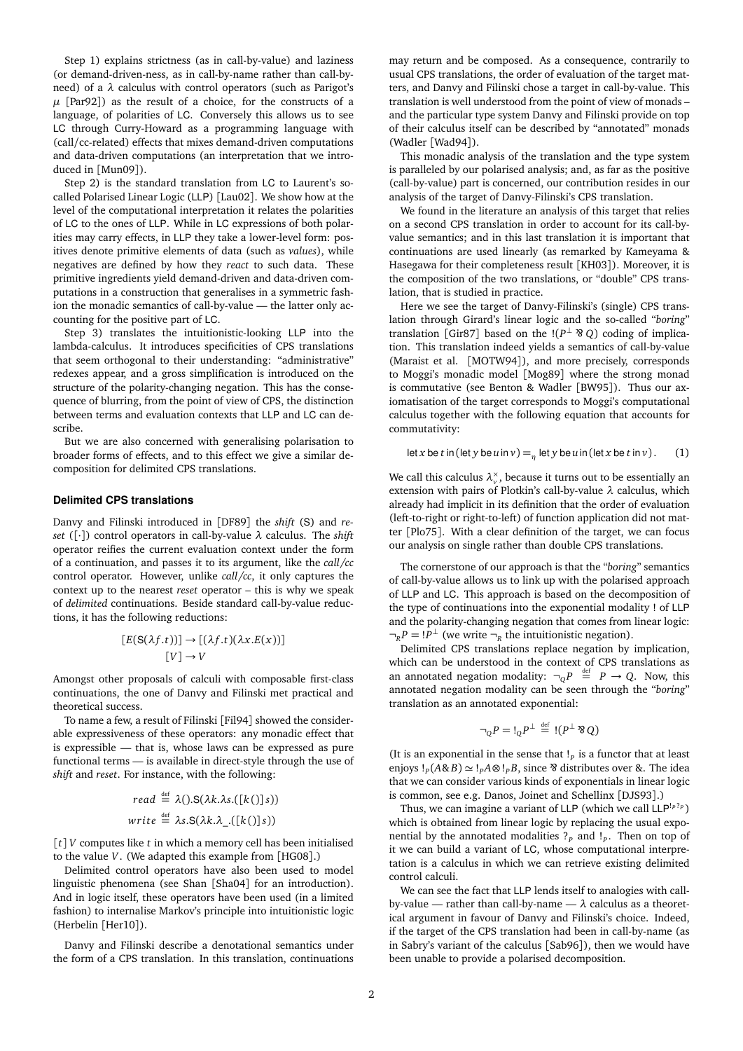Step 1) explains strictness (as in call-by-value) and laziness (or demand-driven-ness, as in call-by-name rather than call-by-need) of a $\lambda$ calculus with control operators (such as Parigot's $\mu$ [Par92]) as the result of a choice, for the constructs of a language, of polarities of LC. Conversely this allows us to see LC through Curry-Howard as a programming language with (call/cc-related) effects that mixes demand-driven computations and data-driven computations (an interpretation that we introduced in [Mun09]).

Step 2) is the standard translation from LC to Laurent's so-called Polarised Linear Logic (LLP) [Lau02]. We show how at the level of the computational interpretation it relates the polarities of LC to the ones of LLP. While in LC expressions of both polarities may carry effects, in LLP they take a lower-level form: positives denote primitive elements of data (such as *values*), while negatives are defined by how they *react* to such data. These primitive ingredients yield demand-driven and data-driven computations in a construction that generalises in a symmetric fashion the monadic semantics of call-by-value — the latter only accounting for the positive part of LC.

Step 3) translates the intuitionistic-looking LLP into the lambda-calculus. It introduces specificities of CPS translations that seem orthogonal to their understanding: "administrative" redexes appear, and a gross simplification is introduced on the structure of the polarity-changing negation. This has the consequence of blurring, from the point of view of CPS, the distinction between terms and evaluation contexts that LLP and LC can describe.

But we are also concerned with generalising polarisation to broader forms of effects, and to this effect we give a similar decomposition for delimited CPS translations.

### Delimited CPS translations

Danvy and Filinski introduced in [DF89] the *shift* (S) and *reset* ($[\cdot]$) control operators in call-by-value $\lambda$ calculus. The *shift* operator reifies the current evaluation context under the form of a continuation, and passes it to its argument, like the *call/cc* control operator. However, unlike *call/cc*, it only captures the context up to the nearest *reset* operator – this is why we speak of *delimited* continuations. Beside standard call-by-value reductions, it has the following reductions:

$$[E(\mathsf{S}(\lambda f.t))] \to [(\lambda f.t)(\lambda x.E(x))]$$
$$[V] \to V$$

Amongst other proposals of calculi with composable first-class continuations, the one of Danvy and Filinski met practical and theoretical success.

To name a few, a result of Filinski [Fil94] showed the considerable expressiveness of these operators: any monadic effect that is expressible — that is, whose laws can be expressed as pure functional terms — is available in direct-style through the use of *shift* and *reset*. For instance, with the following:

$$read \stackrel{\text{def}}{=} \lambda().\mathsf{S}(\lambda k.\lambda s.([k()]s))$$
$$write \stackrel{\text{def}}{=} \lambda s.\mathsf{S}(\lambda k.\lambda\_.([k()]s))$$

$[t]\,V$ computes like $t$ in which a memory cell has been initialised to the value $V$. (We adapted this example from [HG08].)

Delimited control operators have also been used to model linguistic phenomena (see Shan [Sha04] for an introduction). And in logic itself, these operators have been used (in a limited fashion) to internalise Markov's principle into intuitionistic logic (Herbelin [Her10]).

Danvy and Filinski describe a denotational semantics under the form of a CPS translation. In this translation, continuations may return and be composed. As a consequence, contrarily to usual CPS translations, the order of evaluation of the target matters, and Danvy and Filinski chose a target in call-by-value. This translation is well understood from the point of view of monads – and the particular type system Danvy and Filinski provide on top of their calculus itself can be described by "annotated" monads (Wadler [Wad94]).

This monadic analysis of the translation and the type system is paralleled by our polarised analysis; and, as far as the positive (call-by-value) part is concerned, our contribution resides in our analysis of the target of Danvy-Filinski's CPS translation.

We found in the literature an analysis of this target that relies on a second CPS translation in order to account for its call-by-value semantics; and in this last translation it is important that continuations are used linearly (as remarked by Kameyama & Hasegawa for their completeness result [KH03]). Moreover, it is the composition of the two translations, or "double" CPS translation, that is studied in practice.

Here we see the target of Danvy-Filinski's (single) CPS translation through Girard's linear logic and the so-called "*boring*" translation [Gir87] based on the $!(P^\perp \parr Q)$ coding of implication. This translation indeed yields a semantics of call-by-value (Maraist et al. [MOTW94]), and more precisely, corresponds to Moggi's monadic model [Mog89] where the strong monad is commutative (see Benton & Wadler [BW95]). Thus our axiomatisation of the target corresponds to Moggi's computational calculus together with the following equation that accounts for commutativity:

$$\mathsf{let}\,x\,\mathsf{be}\,t\,\mathsf{in}\,(\mathsf{let}\,y\,\mathsf{be}\,u\,\mathsf{in}\,v) =_\eta \mathsf{let}\,y\,\mathsf{be}\,u\,\mathsf{in}\,(\mathsf{let}\,x\,\mathsf{be}\,t\,\mathsf{in}\,v). \qquad (1)$$

We call this calculus $\lambda_v^\times$, because it turns out to be essentially an extension with pairs of Plotkin's call-by-value $\lambda$ calculus, which already had implicit in its definition that the order of evaluation (left-to-right or right-to-left) of function application did not matter [Plo75]. With a clear definition of the target, we can focus our analysis on single rather than double CPS translations.

The cornerstone of our approach is that the "*boring*" semantics of call-by-value allows us to link up with the polarised approach of LLP and LC. This approach is based on the decomposition of the type of continuations into the exponential modality ! of LLP and the polarity-changing negation that comes from linear logic: $\neg_R P = !P^\perp$ (we write $\neg_R$ the intuitionistic negation).

Delimited CPS translations replace negation by implication, which can be understood in the context of CPS translations as an annotated negation modality: $\neg_Q P \stackrel{\text{def}}{=} P \to Q$. Now, this annotated negation modality can be seen through the "*boring*" translation as an annotated exponential:

$$\neg_Q P = !_Q P^\perp \stackrel{\text{def}}{=} !(P^\perp \parr Q)$$

(It is an exponential in the sense that $!_P$ is a functor that at least enjoys $!_P(A \& B) \simeq !_P A \otimes !_P B$, since $\parr$ distributes over $\&$. The idea that we can consider various kinds of exponentials in linear logic is common, see e.g. Danos, Joinet and Schellinx [DJS93].)

Thus, we can imagine a variant of LLP (which we call $\mathsf{LLP}^{!_P ?_P}$) which is obtained from linear logic by replacing the usual exponential by the annotated modalities $?_P$ and $!_P$. Then on top of it we can build a variant of LC, whose computational interpretation is a calculus in which we can retrieve existing delimited control calculi.

We can see the fact that LLP lends itself to analogies with call-by-value — rather than call-by-name — $\lambda$ calculus as a theoretical argument in favour of Danvy and Filinski's choice. Indeed, if the target of the CPS translation had been in call-by-name (as in Sabry's variant of the calculus [Sab96]), then we would have been unable to provide a polarised decomposition.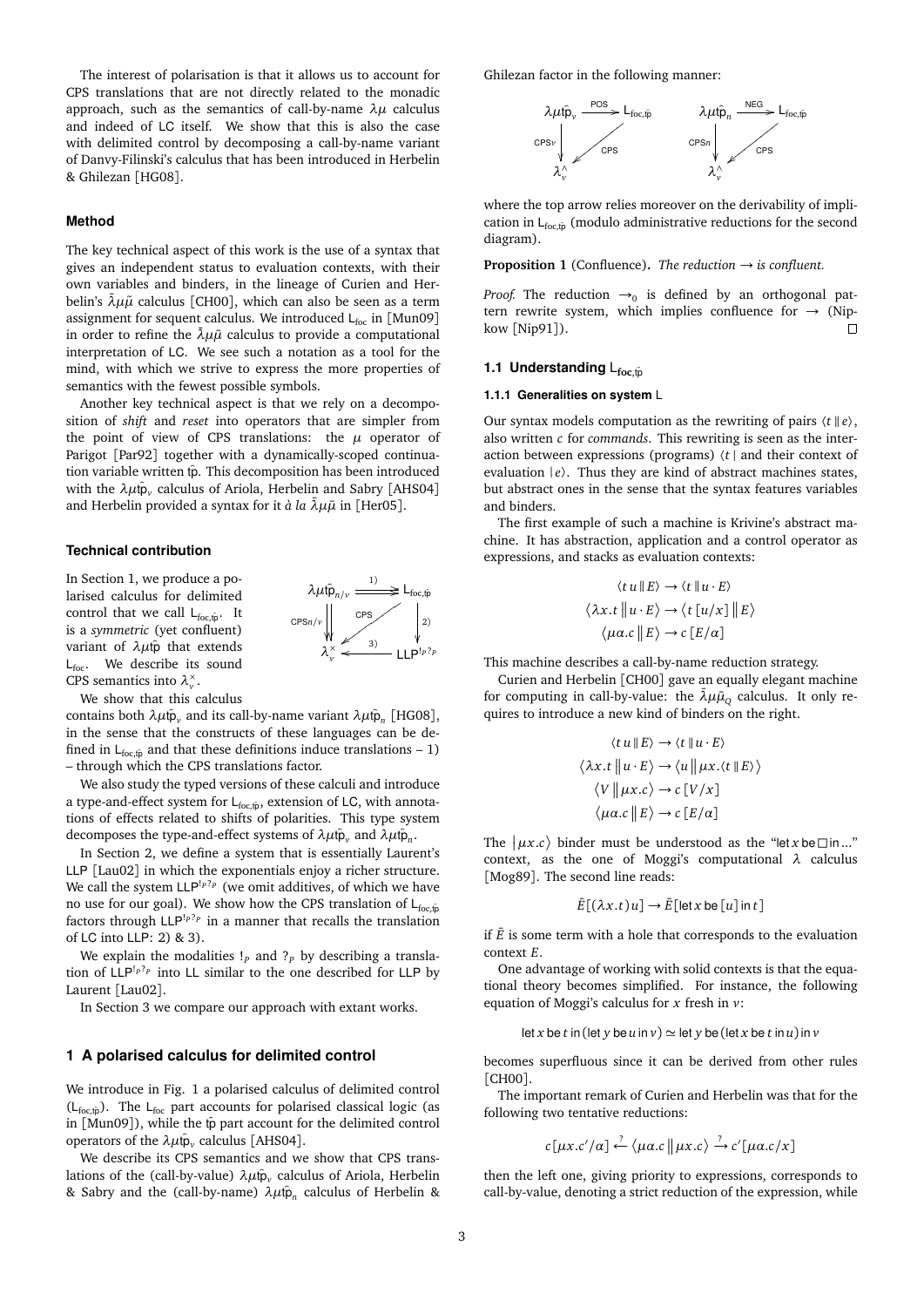The interest of polarisation is that it allows us to account for CPS translations that are not directly related to the monadic approach, such as the semantics of call-by-name $\lambda\mu$ calculus and indeed of LC itself. We show that this is also the case with delimited control by decomposing a call-by-name variant of Danvy-Filinski's calculus that has been introduced in Herbelin & Ghilezan [HG08].

#### Method

The key technical aspect of this work is the use of a syntax that gives an independent status to evaluation contexts, with their own variables and binders, in the lineage of Curien and Herbelin's $\bar\lambda\mu\tilde\mu$ calculus [CH00], which can also be seen as a term assignment for sequent calculus. We introduced $\mathsf{L}_{\mathrm{foc}}$ in [Mun09] in order to refine the $\bar\lambda\mu\tilde\mu$ calculus to provide a computational interpretation of LC. We see such a notation as a tool for the mind, with which we strive to express the more properties of semantics with the fewest possible symbols.

Another key technical aspect is that we rely on a decomposition of *shift* and *reset* into operators that are simpler from the point of view of CPS translations: the $\mu$ operator of Parigot [Par92] together with a dynamically-scoped continuation variable written $\hat{\mathrm{tp}}$. This decomposition has been introduced with the $\lambda\mu\hat{\mathrm{tp}}_v$ calculus of Ariola, Herbelin and Sabry [AHS04] and Herbelin provided a syntax for it *à la* $\bar\lambda\mu\tilde\mu$ in [Her05].

#### Technical contribution

In Section 1, we produce a polarised calculus for delimited control that we call $\mathsf{L}_{\mathrm{foc},\hat{\mathrm{tp}}}$. It is a *symmetric* (yet confluent) variant of $\lambda\mu\hat{\mathrm{tp}}$ that extends $\mathsf{L}_{\mathrm{foc}}$. We describe its sound CPS semantics into $\lambda_v^{\times}$.

$\lambda\mu\hat{\mathrm{tp}}_{n/v} \xrightarrow{1)} \mathsf{L}_{\mathrm{foc},\hat{\mathrm{tp}}}$, $\mathsf{L}_{\mathrm{foc},\hat{\mathrm{tp}}} \xrightarrow{2)} \mathsf{LLP}^{!_P?_P}$, $\mathsf{LLP}^{!_P?_P} \xrightarrow{3)} \lambda_v^{\times}$, $\lambda\mu\hat{\mathrm{tp}}_{n/v} \xrightarrow{\mathrm{CPS}n/v} \lambda_v^{\times}$, $\mathsf{L}_{\mathrm{foc},\hat{\mathrm{tp}}} \xrightarrow{\mathrm{CPS}} \lambda_v^{\times}$

We show that this calculus contains both $\lambda\mu\hat{\mathrm{tp}}_v$ and its call-by-name variant $\lambda\mu\hat{\mathrm{tp}}_n$ [HG08], in the sense that the constructs of these languages can be defined in $\mathsf{L}_{\mathrm{foc},\hat{\mathrm{tp}}}$ and that these definitions induce translations – 1) – through which the CPS translations factor.

We also study the typed versions of these calculi and introduce a type-and-effect system for $\mathsf{L}_{\mathrm{foc},\hat{\mathrm{tp}}}$, extension of LC, with annotations of effects related to shifts of polarities. This type system decomposes the type-and-effect systems of $\lambda\mu\hat{\mathrm{tp}}_v$ and $\lambda\mu\hat{\mathrm{tp}}_n$.

In Section 2, we define a system that is essentially Laurent's LLP [Lau02] in which the exponentials enjoy a richer structure. We call the system $\mathsf{LLP}^{!_P?_P}$ (we omit additives, of which we have no use for our goal). We show how the CPS translation of $\mathsf{L}_{\mathrm{foc},\hat{\mathrm{tp}}}$ factors through $\mathsf{LLP}^{!_P?_P}$ in a manner that recalls the translation of LC into LLP: 2) & 3).

We explain the modalities $!_P$ and $?_P$ by describing a translation of $\mathsf{LLP}^{!_P?_P}$ into LL similar to the one described for LLP by Laurent [Lau02].

In Section 3 we compare our approach with extant works.

## 1 A polarised calculus for delimited control

We introduce in Fig. 1 a polarised calculus of delimited control ($\mathsf{L}_{\mathrm{foc},\hat{\mathrm{tp}}}$). The $\mathsf{L}_{\mathrm{foc}}$ part accounts for polarised classical logic (as in [Mun09]), while the $\hat{\mathrm{tp}}$ part account for the delimited control operators of the $\lambda\mu\hat{\mathrm{tp}}_v$ calculus [AHS04].

We describe its CPS semantics and we show that CPS translations of the (call-by-value) $\lambda\mu\hat{\mathrm{tp}}_v$ calculus of Ariola, Herbelin & Sabry and the (call-by-name) $\lambda\mu\hat{\mathrm{tp}}_n$ calculus of Herbelin & Ghilezan factor in the following manner:

$\lambda\mu\hat{\mathrm{tp}}_v \xrightarrow{\mathrm{POS}} \mathsf{L}_{\mathrm{foc},\hat{\mathrm{tp}}}$, $\lambda\mu\hat{\mathrm{tp}}_v \xrightarrow{\mathrm{CPS}v} \lambda_v^{\wedge}$, $\mathsf{L}_{\mathrm{foc},\hat{\mathrm{tp}}} \xrightarrow{\mathrm{CPS}} \lambda_v^{\wedge}$

$\lambda\mu\hat{\mathrm{tp}}_n \xrightarrow{\mathrm{NEG}} \mathsf{L}_{\mathrm{foc},\hat{\mathrm{tp}}}$, $\lambda\mu\hat{\mathrm{tp}}_n \xrightarrow{\mathrm{CPS}n} \lambda_v^{\wedge}$, $\mathsf{L}_{\mathrm{foc},\hat{\mathrm{tp}}} \xrightarrow{\mathrm{CPS}} \lambda_v^{\wedge}$

where the top arrow relies moreover on the derivability of implication in $\mathsf{L}_{\mathrm{foc},\hat{\mathrm{tp}}}$ (modulo administrative reductions for the second diagram).

**Proposition 1** (Confluence). *The reduction $\to$ is confluent.*

*Proof.* The reduction $\to_0$ is defined by an orthogonal pattern rewrite system, which implies confluence for $\to$ (Nipkow [Nip91]). □

### 1.1 Understanding $\mathsf{L}_{\mathrm{foc},\hat{\mathrm{tp}}}$

#### 1.1.1 Generalities on system L

Our syntax models computation as the rewriting of pairs $\langle t \,\|\, e\rangle$, also written $c$ for *commands*. This rewriting is seen as the interaction between expressions (programs) $\langle t\,|$ and their context of evaluation $|\,e\rangle$. Thus they are kind of abstract machines states, but abstract ones in the sense that the syntax features variables and binders.

The first example of such a machine is Krivine's abstract machine. It has abstraction, application and a control operator as expressions, and stacks as evaluation contexts:

$$\langle t\,u \,\|\, E\rangle \to \langle t \,\|\, u\cdot E\rangle$$
$$\langle \lambda x.t \,\|\, u\cdot E\rangle \to \langle t\,[u/x] \,\|\, E\rangle$$
$$\langle \mu\alpha.c \,\|\, E\rangle \to c\,[E/\alpha]$$

This machine describes a call-by-name reduction strategy.

Curien and Herbelin [CH00] gave an equally elegant machine for computing in call-by-value: the $\bar\lambda\mu\tilde\mu_Q$ calculus. It only requires to introduce a new kind of binders on the right.

$$\langle t\,u \,\|\, E\rangle \to \langle t \,\|\, u\cdot E\rangle$$
$$\langle \lambda x.t \,\|\, u\cdot E\rangle \to \langle u \,\|\, \mu x.\langle t \,\|\, E\rangle\rangle$$
$$\langle V \,\|\, \mu x.c\rangle \to c\,[V/x]$$
$$\langle \mu\alpha.c \,\|\, E\rangle \to c\,[E/\alpha]$$

The $|\,\mu x.c\rangle$ binder must be understood as the "$\mathsf{let}\,x\,\mathsf{be}\,\square\,\mathsf{in}\ldots$" context, as the one of Moggi's computational $\lambda$ calculus [Mog89]. The second line reads:

$$\bar E[(\lambda x.t)\,u] \to \bar E[\mathsf{let}\,x\,\mathsf{be}\,[u]\,\mathsf{in}\,t]$$

if $\bar E$ is some term with a hole that corresponds to the evaluation context $E$.

One advantage of working with solid contexts is that the equational theory becomes simplified. For instance, the following equation of Moggi's calculus for $x$ fresh in $v$:

$$\mathsf{let}\,x\,\mathsf{be}\,t\,\mathsf{in}\,(\mathsf{let}\,y\,\mathsf{be}\,u\,\mathsf{in}\,v) \simeq \mathsf{let}\,y\,\mathsf{be}\,(\mathsf{let}\,x\,\mathsf{be}\,t\,\mathsf{in}\,u)\,\mathsf{in}\,v$$

becomes superfluous since it can be derived from other rules [CH00].

The important remark of Curien and Herbelin was that for the following two tentative reductions:

$$c\,[\mu x.c'/\alpha] \xleftarrow{?} \langle \mu\alpha.c \,\|\, \mu x.c\rangle \xrightarrow{?} c'[\mu\alpha.c/x]$$

then the left one, giving priority to expressions, corresponds to call-by-value, denoting a strict reduction of the expression, while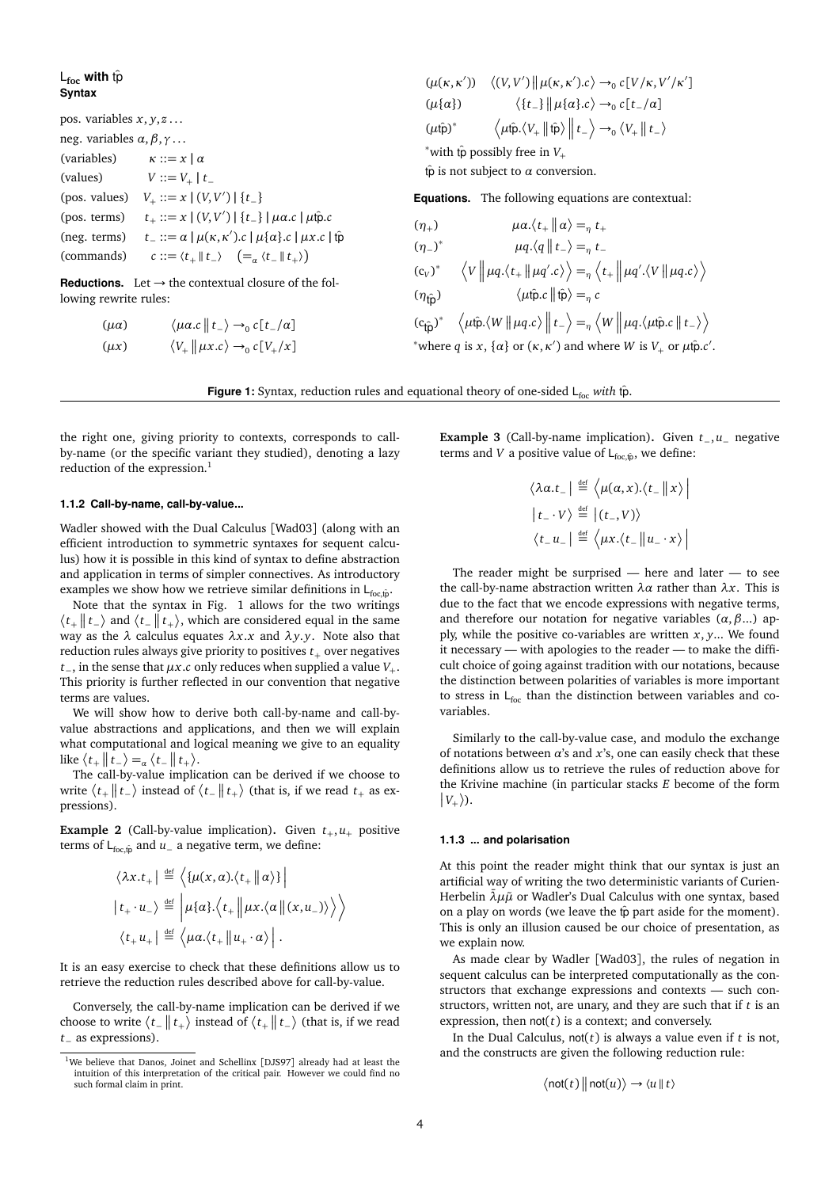**$\mathsf{L_{foc}}$ with $\hat{\mathsf{tp}}$**

**Syntax**

pos. variables $x, y, z \ldots$

neg. variables $\alpha, \beta, \gamma \ldots$

(variables) $\quad \kappa ::= x \mid \alpha$

(values) $\quad V ::= V_+ \mid t_-$

(pos. values) $\quad V_+ ::= x \mid (V, V') \mid \{t_-\}$

(pos. terms) $\quad t_+ ::= x \mid (V, V') \mid \{t_-\} \mid \mu\alpha.c \mid \mu\hat{\mathsf{tp}}.c$

(neg. terms) $\quad t_- ::= \alpha \mid \mu(\kappa, \kappa').c \mid \mu\{\alpha\}.c \mid \mu x.c \mid \hat{\mathsf{tp}}$

(commands) $\quad c ::= \langle t_+ \| t_- \rangle \quad (=_\alpha \langle t_- \| t_+ \rangle)$

**Reductions.** Let $\to$ the contextual closure of the following rewrite rules:

$$(\mu\alpha) \qquad \langle \mu\alpha.c \,\|\, t_- \rangle \to_0 c[t_-/\alpha]$$

$$(\mu x) \qquad \langle V_+ \,\|\, \mu x.c \rangle \to_0 c[V_+/x]$$

$$(\mu(\kappa,\kappa')) \qquad \langle (V, V') \,\|\, \mu(\kappa,\kappa').c \rangle \to_0 c[V/\kappa, V'/\kappa']$$

$$(\mu\{\alpha\}) \qquad \langle \{t_-\} \,\|\, \mu\{\alpha\}.c \rangle \to_0 c[t_-/\alpha]$$

$$(\mu\hat{\mathsf{tp}})^* \qquad \left\langle \mu\hat{\mathsf{tp}}.\langle V_+ \,\|\, \hat{\mathsf{tp}} \rangle \,\middle\|\, t_- \right\rangle \to_0 \langle V_+ \,\|\, t_- \rangle$$

$^*$with $\hat{\mathsf{tp}}$ possibly free in $V_+$

$\hat{\mathsf{tp}}$ is not subject to $\alpha$ conversion.

**Equations.** The following equations are contextual:

$$(\eta_+) \qquad \mu\alpha.\langle t_+ \,\|\, \alpha \rangle =_\eta t_+$$

$$(\eta_-)^* \qquad \mu q.\langle q \,\|\, t_- \rangle =_\eta t_-$$

$$(\mathsf{c}_V)^* \qquad \left\langle V \,\middle\|\, \mu q.\langle t_+ \,\|\, \mu q'.c \rangle \right\rangle =_\eta \left\langle t_+ \,\middle\|\, \mu q'.\langle V \,\|\, \mu q.c \rangle \right\rangle$$

$$(\eta_{\hat{\mathsf{tp}}}) \qquad \langle \mu\hat{\mathsf{tp}}.c \,\|\, \hat{\mathsf{tp}} \rangle =_\eta c$$

$$(\mathsf{c}_{\hat{\mathsf{tp}}})^* \qquad \left\langle \mu\hat{\mathsf{tp}}.\langle W \,\|\, \mu q.c \rangle \,\middle\|\, t_- \right\rangle =_\eta \left\langle W \,\middle\|\, \mu q.\langle \mu\hat{\mathsf{tp}}.c \,\|\, t_- \rangle \right\rangle$$

$^*$where $q$ is $x$, $\{\alpha\}$ or $(\kappa, \kappa')$ and where $W$ is $V_+$ or $\mu\hat{\mathsf{tp}}.c'$.

**Figure 1:** Syntax, reduction rules and equational theory of one-sided $\mathsf{L_{foc}}$ *with* $\hat{\mathsf{tp}}$.

the right one, giving priority to contexts, corresponds to call-by-name (or the specific variant they studied), denoting a lazy reduction of the expression.[1]

#### 1.1.2 Call-by-name, call-by-value...

Wadler showed with the Dual Calculus [Wad03] (along with an efficient introduction to symmetric syntaxes for sequent calculus) how it is possible in this kind of syntax to define abstraction and application in terms of simpler connectives. As introductory examples we show how we retrieve similar definitions in $\mathsf{L_{foc,\hat{tp}}}$.

Note that the syntax in Fig. 1 allows for the two writings $\langle t_+ \| t_- \rangle$ and $\langle t_- \| t_+ \rangle$, which are considered equal in the same way as the $\lambda$ calculus equates $\lambda x.x$ and $\lambda y.y$. Note also that reduction rules always give priority to positives $t_+$ over negatives $t_-$, in the sense that $\mu x.c$ only reduces when supplied a value $V_+$. This priority is further reflected in our convention that negative terms are values.

We will show how to derive both call-by-name and call-by-value abstractions and applications, and then we will explain what computational and logical meaning we give to an equality like $\langle t_+ \| t_- \rangle =_\alpha \langle t_- \| t_+ \rangle$.

The call-by-value implication can be derived if we choose to write $\langle t_+ \| t_- \rangle$ instead of $\langle t_- \| t_+ \rangle$ (that is, if we read $t_+$ as expressions).

**Example 2** (Call-by-value implication)**.** Given $t_+, u_+$ positive terms of $\mathsf{L_{foc,\hat{tp}}}$ and $u_-$ a negative term, we define:

$$\langle \lambda x.t_+ | \overset{\text{def}}{=} \left\langle \{\mu(x,\alpha).\langle t_+ \,\|\, \alpha \rangle\} \right|$$

$$| t_+ \cdot u_- \rangle \overset{\text{def}}{=} \left| \mu\{\alpha\}.\left\langle t_+ \,\middle\|\, \mu x.\langle \alpha \,\|\, (x, u_-) \rangle \right\rangle \right\rangle$$

$$\langle t_+ \, u_+ | \overset{\text{def}}{=} \left\langle \mu\alpha.\langle t_+ \,\|\, u_+ \cdot \alpha \rangle \right| .$$

It is an easy exercise to check that these definitions allow us to retrieve the reduction rules described above for call-by-value.

Conversely, the call-by-name implication can be derived if we choose to write $\langle t_- \| t_+ \rangle$ instead of $\langle t_+ \| t_- \rangle$ (that is, if we read $t_-$ as expressions).

**Example 3** (Call-by-name implication)**.** Given $t_-, u_-$ negative terms and $V$ a positive value of $\mathsf{L_{foc,\hat{tp}}}$, we define:

$$\langle \lambda\alpha.t_- | \overset{\text{def}}{=} \left\langle \mu(\alpha, x).\langle t_- \,\|\, x \rangle \right|$$

$$| t_- \cdot V \rangle \overset{\text{def}}{=} | (t_-, V) \rangle$$

$$\langle t_- \, u_- | \overset{\text{def}}{=} \left\langle \mu x.\langle t_- \,\|\, u_- \cdot x \rangle \right|$$

The reader might be surprised — here and later — to see the call-by-name abstraction written $\lambda\alpha$ rather than $\lambda x$. This is due to the fact that we encode expressions with negative terms, and therefore our notation for negative variables ($\alpha, \beta$...) apply, while the positive co-variables are written $x, y$... We found it necessary — with apologies to the reader — to make the difficult choice of going against tradition with our notations, because the distinction between polarities of variables is more important to stress in $\mathsf{L_{foc}}$ than the distinction between variables and co-variables.

Similarly to the call-by-value case, and modulo the exchange of notations between $\alpha$'s and $x$'s, one can easily check that these definitions allow us to retrieve the rules of reduction above for the Krivine machine (in particular stacks $E$ become of the form $|V_+\rangle$).

#### 1.1.3 ... and polarisation

At this point the reader might think that our syntax is just an artificial way of writing the two deterministic variants of Curien-Herbelin $\bar{\lambda}\mu\tilde{\mu}$ or Wadler's Dual Calculus with one syntax, based on a play on words (we leave the $\hat{\mathsf{tp}}$ part aside for the moment). This is only an illusion caused be our choice of presentation, as we explain now.

As made clear by Wadler [Wad03], the rules of negation in sequent calculus can be interpreted computationally as the constructors that exchange expressions and contexts — such constructors, written $\mathsf{not}$, are unary, and they are such that if $t$ is an expression, then $\mathsf{not}(t)$ is a context; and conversely.

In the Dual Calculus, $\mathsf{not}(t)$ is always a value even if $t$ is not, and the constructs are given the following reduction rule:

$$\langle \mathsf{not}(t) \,\|\, \mathsf{not}(u) \rangle \to \langle u \,\|\, t \rangle$$

[1] We believe that Danos, Joinet and Schellinx [DJS97] already had at least the intuition of this interpretation of the critical pair. However we could find no such formal claim in print.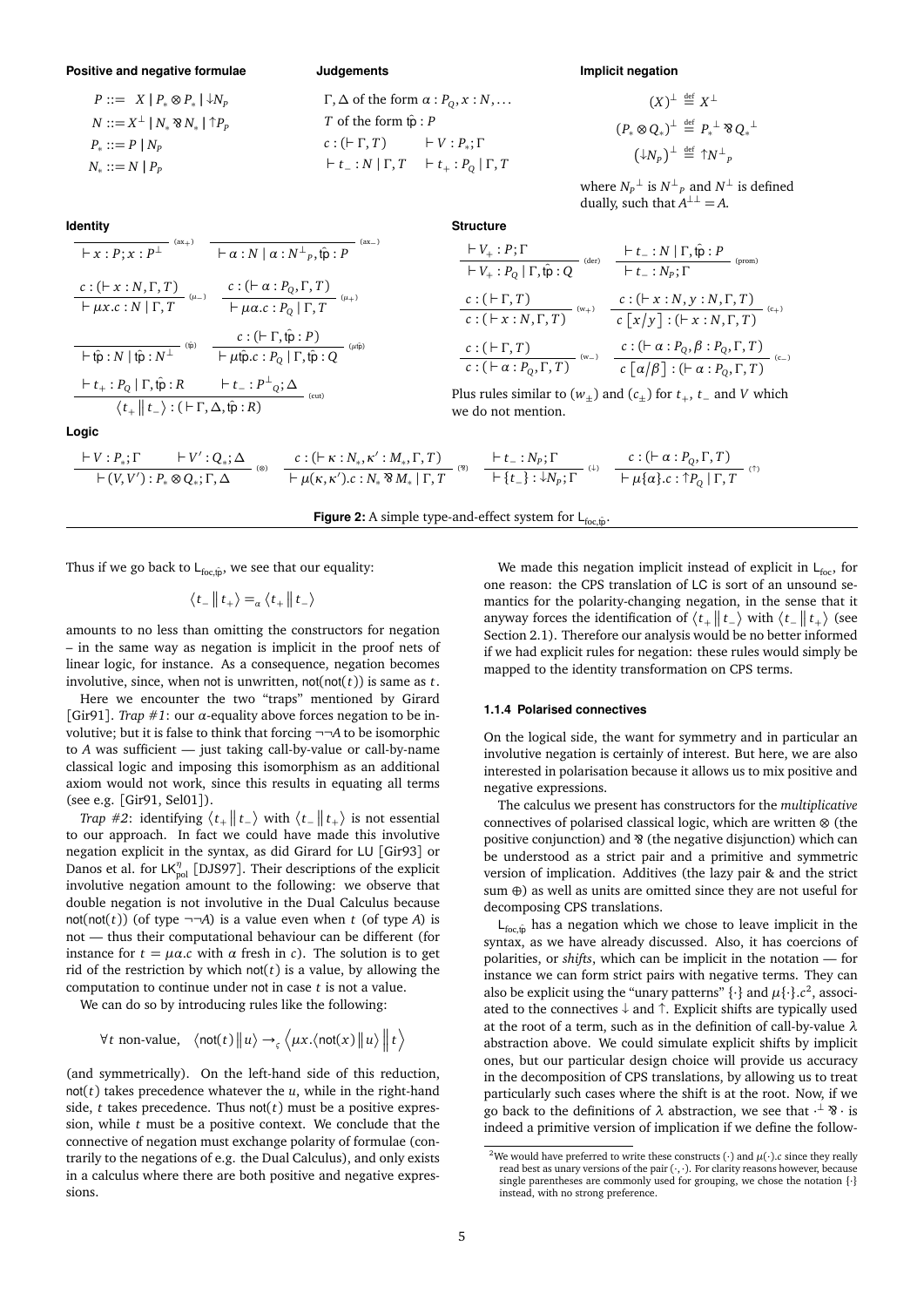**Positive and negative formulae**

$$P ::= X \mid P_* \otimes P_* \mid \downarrow N_P$$
$$N ::= X^\perp \mid N_* \mathbin{⅋} N_* \mid \uparrow P_P$$
$$P_* ::= P \mid N_P$$
$$N_* ::= N \mid P_P$$

**Judgements**

$\Gamma, \Delta$ of the form $\alpha : P_Q, x : N, \ldots$

$T$ of the form $\hat{\mathsf{tp}} : P$

$c : (\vdash \Gamma, T) \qquad \vdash V : P_*; \Gamma$

$\vdash t_- : N \mid \Gamma, T \qquad \vdash t_+ : P_Q \mid \Gamma, T$

**Implicit negation**

$$(X)^\perp \stackrel{\text{def}}{\equiv} X^\perp$$
$$(P_* \otimes Q_*)^\perp \stackrel{\text{def}}{\equiv} P_*{}^\perp \mathbin{⅋} Q_*{}^\perp$$
$$(\downarrow N_P)^\perp \stackrel{\text{def}}{\equiv} \uparrow N^\perp{}_P$$

where $N_P{}^\perp$ is $N^\perp{}_P$ and $N^\perp$ is defined dually, such that $A^{\perp\perp} = A$.

**Identity**

$$\frac{}{\vdash x : P; x : P^\perp}\ (\mathrm{ax}_+) \qquad \frac{}{\vdash \alpha : N \mid \alpha : N^\perp{}_P, \hat{\mathsf{tp}} : P}\ (\mathrm{ax}_-)$$

$$\frac{c : (\vdash x : N, \Gamma, T)}{\vdash \mu x.c : N \mid \Gamma, T}\ (\mu_-) \qquad \frac{c : (\vdash \alpha : P_Q, \Gamma, T)}{\vdash \mu\alpha.c : P_Q \mid \Gamma, T}\ (\mu_+)$$

$$\frac{}{\vdash \hat{\mathsf{tp}} : N \mid \hat{\mathsf{tp}} : N^\perp}\ (\hat{\mathsf{tp}}) \qquad \frac{c : (\vdash \Gamma, \hat{\mathsf{tp}} : P)}{\vdash \mu\hat{\mathsf{tp}}.c : P_Q \mid \Gamma, \hat{\mathsf{tp}} : Q}\ (\mu\hat{\mathsf{tp}})$$

$$\frac{\vdash t_+ : P_Q \mid \Gamma, \hat{\mathsf{tp}} : R \qquad \vdash t_- : P^\perp{}_Q; \Delta}{\langle t_+ \| t_- \rangle : (\vdash \Gamma, \Delta, \hat{\mathsf{tp}} : R)}\ (\mathrm{cut})$$

**Structure**

$$\frac{\vdash V_+ : P; \Gamma}{\vdash V_+ : P_Q \mid \Gamma, \hat{\mathsf{tp}} : Q}\ (\mathrm{der}) \qquad \frac{\vdash t_- : N \mid \Gamma, \hat{\mathsf{tp}} : P}{\vdash t_- : N_P; \Gamma}\ (\mathrm{prom})$$

$$\frac{c : (\vdash \Gamma, T)}{c : (\vdash x : N, \Gamma, T)}\ (w_+) \qquad \frac{c : (\vdash x : N, y : N, \Gamma, T)}{c\,[x/y] : (\vdash x : N, \Gamma, T)}\ (c_+)$$

$$\frac{c : (\vdash \Gamma, T)}{c : (\vdash \alpha : P_Q, \Gamma, T)}\ (w_-) \qquad \frac{c : (\vdash \alpha : P_Q, \beta : P_Q, \Gamma, T)}{c\,[\alpha/\beta] : (\vdash \alpha : P_Q, \Gamma, T)}\ (c_-)$$

Plus rules similar to $(w_\pm)$ and $(c_\pm)$ for $t_+$, $t_-$ and $V$ which we do not mention.

**Logic**

$$\frac{\vdash V : P_*; \Gamma \qquad \vdash V' : Q_*; \Delta}{\vdash (V, V') : P_* \otimes Q_*; \Gamma, \Delta}\ (\otimes) \qquad \frac{c : (\vdash \kappa : N_*, \kappa' : M_*, \Gamma, T)}{\vdash \mu(\kappa, \kappa').c : N_* \mathbin{⅋} M_* \mid \Gamma, T}\ (⅋) \qquad \frac{\vdash t_- : N_P; \Gamma}{\vdash \{t_-\} : \downarrow N_P; \Gamma}\ (\downarrow) \qquad \frac{c : (\vdash \alpha : P_Q, \Gamma, T)}{\vdash \mu\{\alpha\}.c : \uparrow P_Q \mid \Gamma, T}\ (\uparrow)$$

**Figure 2:** A simple type-and-effect system for $\mathsf{L}_{\mathrm{foc},\hat{\mathsf{tp}}}$.

Thus if we go back to $\mathsf{L}_{\mathrm{foc},\hat{\mathsf{tp}}}$, we see that our equality:

$$\langle t_- \| t_+ \rangle =_\alpha \langle t_+ \| t_- \rangle$$

amounts to no less than omitting the constructors for negation – in the same way as negation is implicit in the proof nets of linear logic, for instance. As a consequence, negation becomes involutive, since, when not is unwritten, $\mathsf{not}(\mathsf{not}(t))$ is same as $t$.

Here we encounter the two "traps" mentioned by Girard [Gir91]. *Trap #1*: our $\alpha$-equality above forces negation to be involutive; but it is false to think that forcing $\neg\neg A$ to be isomorphic to $A$ was sufficient — just taking call-by-value or call-by-name classical logic and imposing this isomorphism as an additional axiom would not work, since this results in equating all terms (see e.g. [Gir91, Sel01]).

*Trap #2*: identifying $\langle t_+ \| t_- \rangle$ with $\langle t_- \| t_+ \rangle$ is not essential to our approach. In fact we could have made this involutive negation explicit in the syntax, as did Girard for LU [Gir93] or Danos et al. for $\mathsf{LK}^\eta_{\mathrm{pol}}$ [DJS97]. Their descriptions of the explicit involutive negation amount to the following: we observe that double negation is not involutive in the Dual Calculus because $\mathsf{not}(\mathsf{not}(t))$ (of type $\neg\neg A$) is a value even when $t$ (of type $A$) is not — thus their computational behaviour can be different (for instance for $t = \mu\alpha.c$ with $\alpha$ fresh in $c$). The solution is to get rid of the restriction by which $\mathsf{not}(t)$ is a value, by allowing the computation to continue under not in case $t$ is not a value.

We can do so by introducing rules like the following:

$$\forall t \text{ non-value,} \quad \langle \mathsf{not}(t) \| u \rangle \to_\varsigma \left\langle \mu x.\langle \mathsf{not}(x) \| u \rangle \,\middle\|\, t \right\rangle$$

(and symmetrically). On the left-hand side of this reduction, $\mathsf{not}(t)$ takes precedence whatever the $u$, while in the right-hand side, $t$ takes precedence. Thus $\mathsf{not}(t)$ must be a positive expression, while $t$ must be a positive context. We conclude that the connective of negation must exchange polarity of formulae (contrarily to the negations of e.g. the Dual Calculus), and only exists in a calculus where there are both positive and negative expressions.

We made this negation implicit instead of explicit in $\mathsf{L}_{\mathrm{foc}}$, for one reason: the CPS translation of LC is sort of an unsound semantics for the polarity-changing negation, in the sense that it anyway forces the identification of $\langle t_+ \| t_- \rangle$ with $\langle t_- \| t_+ \rangle$ (see Section 2.1). Therefore our analysis would be no better informed if we had explicit rules for negation: these rules would simply be mapped to the identity transformation on CPS terms.

#### 1.1.4 Polarised connectives

On the logical side, the want for symmetry and in particular an involutive negation is certainly of interest. But here, we are also interested in polarisation because it allows us to mix positive and negative expressions.

The calculus we present has constructors for the *multiplicative* connectives of polarised classical logic, which are written $\otimes$ (the positive conjunction) and $⅋$ (the negative disjunction) which can be understood as a strict pair and a primitive and symmetric version of implication. Additives (the lazy pair & and the strict sum $\oplus$) as well as units are omitted since they are not useful for decomposing CPS translations.

$\mathsf{L}_{\mathrm{foc},\hat{\mathsf{tp}}}$ has a negation which we chose to leave implicit in the syntax, as we have already discussed. Also, it has coercions of polarities, or *shifts*, which can be implicit in the notation — for instance we can form strict pairs with negative terms. They can also be explicit using the "unary patterns" $\{\cdot\}$ and $\mu\{\cdot\}.c$[2], associated to the connectives $\downarrow$ and $\uparrow$. Explicit shifts are typically used at the root of a term, such as in the definition of call-by-value $\lambda$ abstraction above. We could simulate explicit shifts by implicit ones, but our particular design choice will provide us accuracy in the decomposition of CPS translations, by allowing us to treat particularly such cases where the shift is at the root. Now, if we go back to the definitions of $\lambda$ abstraction, we see that $\cdot^\perp ⅋ \cdot$ is indeed a primitive version of implication if we define the follow-

[2] We would have preferred to write these constructs $(\cdot)$ and $\mu(\cdot).c$ since they really read best as unary versions of the pair $(\cdot,\cdot)$. For clarity reasons however, because single parentheses are commonly used for grouping, we chose the notation $\{\cdot\}$ instead, with no strong preference.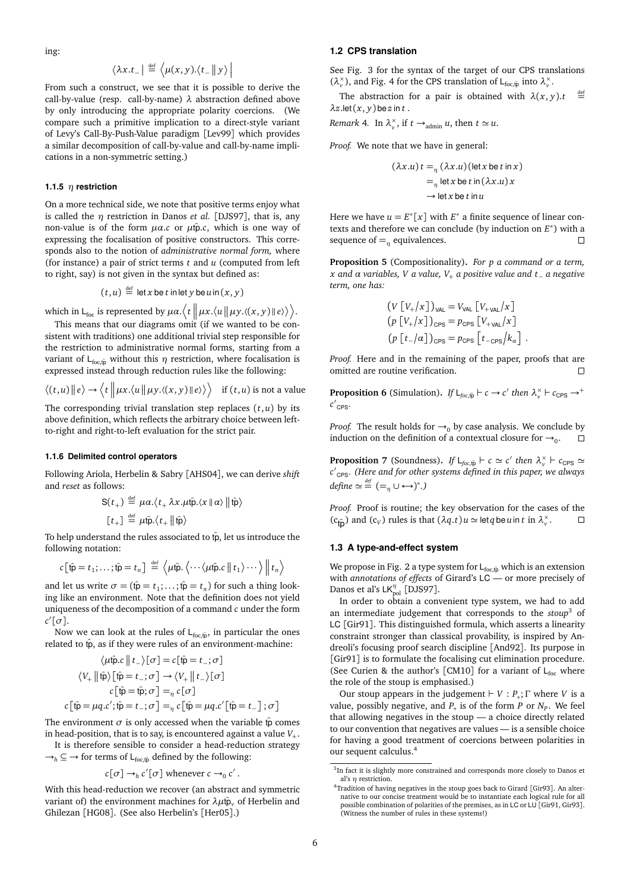ing:

$$\langle \lambda x.t_- | \stackrel{\text{def}}{=} \left\langle \mu(x,y).\langle t_- \| y \rangle \right|$$

From such a construct, we see that it is possible to derive the call-by-value (resp. call-by-name) $\lambda$ abstraction defined above by only introducing the appropriate polarity coercions. (We compare such a primitive implication to a direct-style variant of Levy's Call-By-Push-Value paradigm [Lev99] which provides a similar decomposition of call-by-value and call-by-name implications in a non-symmetric setting.)

#### 1.1.5 $\eta$ restriction

On a more technical side, we note that positive terms enjoy what is called the $\eta$ restriction in Danos *et al.* [DJS97], that is, any non-value is of the form $\mu\alpha.c$ or $\mu\hat{\mathsf{tp}}.c$, which is one way of expressing the focalisation of positive constructors. This corresponds also to the notion of *administrative normal form,* where (for instance) a pair of strict terms $t$ and $u$ (computed from left to right, say) is not given in the syntax but defined as:

$$(t,u) \stackrel{\text{def}}{=} \mathsf{let}\, x \,\mathsf{be}\, t \,\mathsf{in}\, \mathsf{let}\, y \,\mathsf{be}\, u \,\mathsf{in}\, (x,y)$$

which in $\mathsf{L}_{\text{foc}}$ is represented by $\mu\alpha.\left\langle t \,\middle\|\, \mu x.\langle u \,\|\, \mu y.\langle (x,y) \| e \rangle \rangle \right\rangle$.

This means that our diagrams omit (if we wanted to be consistent with traditions) one additional trivial step responsible for the restriction to administrative normal forms, starting from a variant of $\mathsf{L}_{\text{foc},\hat{\mathsf{tp}}}$ without this $\eta$ restriction, where focalisation is expressed instead through reduction rules like the following:

$$\langle (t,u) \,\|\, e \rangle \to \left\langle t \,\middle\|\, \mu x.\langle u \,\|\, \mu y.\langle (x,y) \| e \rangle \rangle \right\rangle \quad \text{if } (t,u) \text{ is not a value}$$

The corresponding trivial translation step replaces $(t,u)$ by its above definition, which reflects the arbitrary choice between left-to-right and right-to-left evaluation for the strict pair.

#### 1.1.6 Delimited control operators

Following Ariola, Herbelin & Sabry [AHS04], we can derive *shift* and *reset* as follows:

$$\mathsf{S}(t_+) \stackrel{\text{def}}{=} \mu\alpha.\langle t_+ \, \lambda x.\mu\hat{\mathsf{tp}}.\langle x \,\|\, \alpha \rangle \,\|\, \hat{\mathsf{tp}} \rangle$$
$$[t_+] \stackrel{\text{def}}{=} \mu\hat{\mathsf{tp}}.\langle t_+ \,\|\, \hat{\mathsf{tp}} \rangle$$

To help understand the rules associated to $\hat{\mathsf{tp}}$, let us introduce the following notation:

$$c\left[\hat{\mathsf{tp}} = t_1; \ldots; \hat{\mathsf{tp}} = t_n\right] \stackrel{\text{def}}{=} \left\langle \mu\hat{\mathsf{tp}}.\left\langle \cdots \langle \mu\hat{\mathsf{tp}}.c \,\|\, t_1 \rangle \cdots \right\rangle \,\middle\|\, t_n \right\rangle$$

and let us write $\sigma = (\hat{\mathsf{tp}} = t_1; \ldots; \hat{\mathsf{tp}} = t_n)$ for such a thing looking like an environment. Note that the definition does not yield uniqueness of the decomposition of a command $c$ under the form $c'[\sigma]$.

Now we can look at the rules of $\mathsf{L}_{\text{foc},\hat{\mathsf{tp}}}$, in particular the ones related to $\hat{\mathsf{tp}}$, as if they were rules of an environment-machine:

$$\langle \mu\hat{\mathsf{tp}}.c \,\|\, t_- \rangle[\sigma] = c[\hat{\mathsf{tp}} = t_-; \sigma]$$
$$\langle V_+ \,\|\, \hat{\mathsf{tp}} \rangle [\hat{\mathsf{tp}} = t_-; \sigma] \to \langle V_+ \,\|\, t_- \rangle [\sigma]$$
$$c\left[\hat{\mathsf{tp}} = \hat{\mathsf{tp}}; \sigma\right] =_\eta c[\sigma]$$
$$c\left[\hat{\mathsf{tp}} = \mu q.c'; \hat{\mathsf{tp}} = t_-; \sigma\right] =_\eta c\left[\hat{\mathsf{tp}} = \mu q.c'\left[\hat{\mathsf{tp}} = t_-\right]; \sigma\right]$$

The environment $\sigma$ is only accessed when the variable $\hat{\mathsf{tp}}$ comes in head-position, that is to say, is encountered against a value $V_+$.

It is therefore sensible to consider a head-reduction strategy $\to_h \subseteq \to$ for terms of $\mathsf{L}_{\text{foc},\hat{\mathsf{tp}}}$ defined by the following:

$$c[\sigma] \to_h c'[\sigma] \text{ whenever } c \to_0 c'.$$

With this head-reduction we recover (an abstract and symmetric variant of) the environment machines for $\lambda\mu\hat{\mathsf{tp}}_v$ of Herbelin and Ghilezan [HG08]. (See also Herbelin's [Her05].)

### 1.2 CPS translation

See Fig. 3 for the syntax of the target of our CPS translations ($\lambda_v^\times$), and Fig. 4 for the CPS translation of $\mathsf{L}_{\text{foc},\hat{\mathsf{tp}}}$ into $\lambda_v^\times$.

The abstraction for a pair is obtained with $\lambda(x,y).t \stackrel{\text{def}}{=} \lambda z.\mathsf{let}\,(x,y)\,\mathsf{be}\, z \,\mathsf{in}\, t$.

*Remark* 4. In $\lambda_v^\times$, if $t \to_{\text{admin}} u$, then $t \simeq u$.

*Proof.* We note that we have in general:

$$\begin{aligned}(\lambda x.u)\, t &=_\eta (\lambda x.u)(\mathsf{let}\, x \,\mathsf{be}\, t \,\mathsf{in}\, x) \\ &=_\eta \mathsf{let}\, x \,\mathsf{be}\, t \,\mathsf{in}\, (\lambda x.u)\, x \\ &\to \mathsf{let}\, x \,\mathsf{be}\, t \,\mathsf{in}\, u\end{aligned}$$

Here we have $u = E^*[x]$ with $E^*$ a finite sequence of linear contexts and therefore we can conclude (by induction on $E^*$) with a sequence of $=_\eta$ equivalences. □

**Proposition 5** (Compositionality)**.** *For $p$ a command or a term, $x$ and $\alpha$ variables, $V$ a value, $V_+$ a positive value and $t_-$ a negative term, one has:*

$$\left(V\left[V_+/x\right]\right)_{\mathsf{VAL}} = V_{\mathsf{VAL}}\left[V_{+\mathsf{VAL}}/x\right]$$
$$\left(p\left[V_+/x\right]\right)_{\mathsf{CPS}} = p_{\mathsf{CPS}}\left[V_{+\mathsf{VAL}}/x\right]$$
$$\left(p\left[t_-/\alpha\right]\right)_{\mathsf{CPS}} = p_{\mathsf{CPS}}\left[t_{-\mathsf{CPS}}/k_\alpha\right].$$

*Proof.* Here and in the remaining of the paper, proofs that are omitted are routine verification. □

**Proposition 6** (Simulation)**.** *If $\mathsf{L}_{\text{foc},\hat{\mathsf{tp}}} \vdash c \to c'$ then $\lambda_v^\times \vdash c_{\mathsf{CPS}} \to^+ c'_{\mathsf{CPS}}$.*

*Proof.* The result holds for $\to_0$ by case analysis. We conclude by induction on the definition of a contextual closure for $\to_0$. □

**Proposition 7** (Soundness)**.** *If $\mathsf{L}_{\text{foc},\hat{\mathsf{tp}}} \vdash c \simeq c'$ then $\lambda_v^\times \vdash c_{\mathsf{CPS}} \simeq c'_{\mathsf{CPS}}$. (Here and for other systems defined in this paper, we always define $\simeq \stackrel{\text{def}}{=} (=_\eta \cup \leftrightarrow)^*$.)*

*Proof.* Proof is routine; the key observation for the cases of the ($c_{\hat{\mathsf{tp}}}$) and ($c_V$) rules is that $(\lambda q.t)\, u \simeq \mathsf{let}\, q \,\mathsf{be}\, u \,\mathsf{in}\, t$ in $\lambda_v^\times$. □

### 1.3 A type-and-effect system

We propose in Fig. 2 a type system for $\mathsf{L}_{\text{foc},\hat{\mathsf{tp}}}$ which is an extension with *annotations of effects* of Girard's LC — or more precisely of Danos et al's $\mathsf{LK}^\eta_{\text{pol}}$ [DJS97].

In order to obtain a convenient type system, we had to add an intermediate judgement that corresponds to the *stoup*[3] of LC [Gir91]. This distinguished formula, which asserts a linearity constraint stronger than classical provability, is inspired by Andreoli's focusing proof search discipline [And92]. Its purpose in [Gir91] is to formulate the focalising cut elimination procedure. (See Curien & the author's [CM10] for a variant of $\mathsf{L}_{\text{foc}}$ where the role of the stoup is emphasised.)

Our stoup appears in the judgement $\vdash V : P_*; \Gamma$ where $V$ is a value, possibly negative, and $P_*$ is of the form $P$ or $N_P$. We feel that allowing negatives in the stoup — a choice directly related to our convention that negatives are values — is a sensible choice for having a good treatment of coercions between polarities in our sequent calculus.[4]

[3] In fact it is slightly more constrained and corresponds more closely to Danos et al's $\eta$ restriction.

[4] Tradition of having negatives in the stoup goes back to Girard [Gir93]. An alternative to our concise treatment would be to instantiate each logical rule for all possible combination of polarities of the premises, as in LC or LU [Gir91, Gir93]. (Witness the number of rules in these systems!)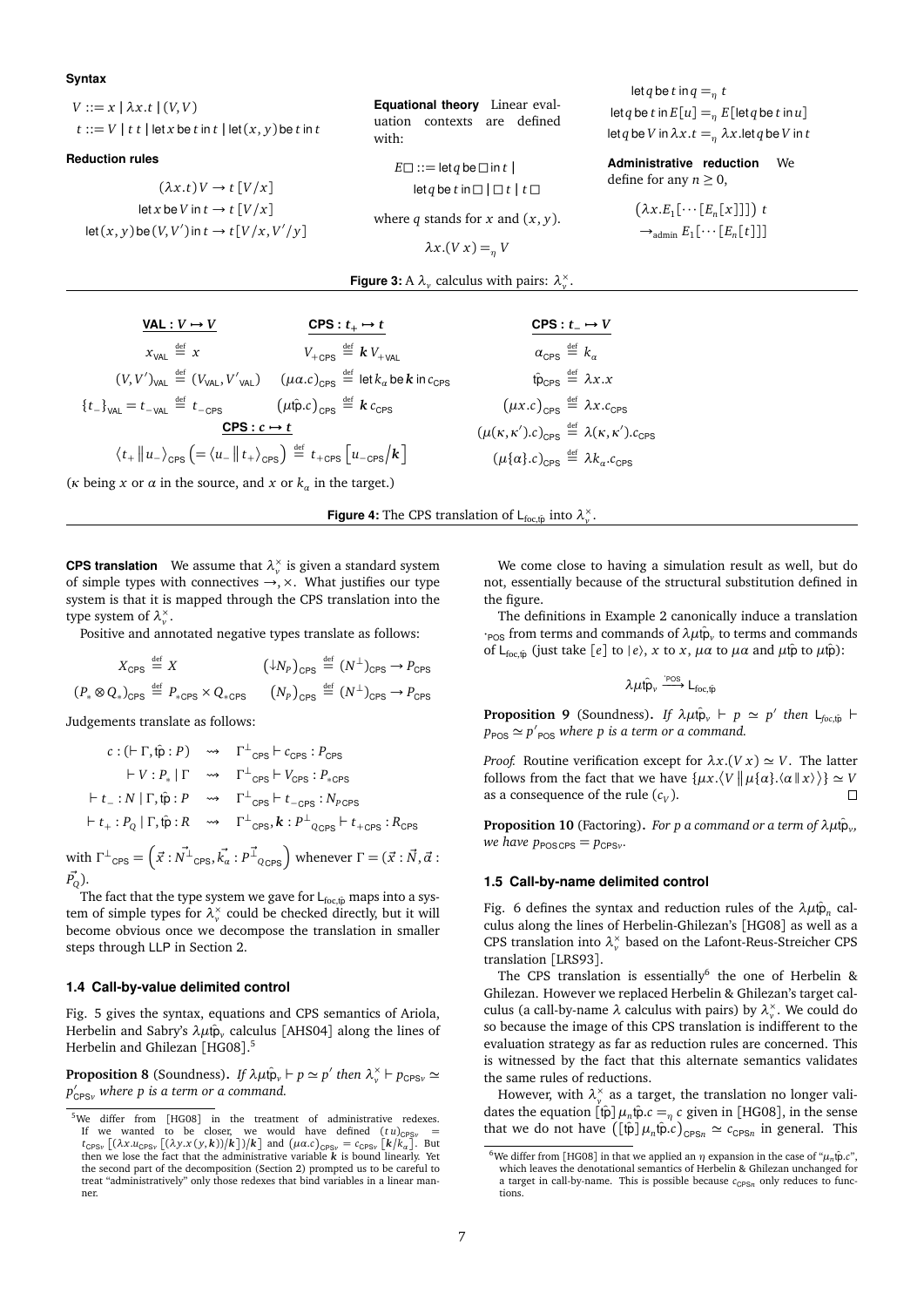**Syntax**

$$V ::= x \mid \lambda x.t \mid (V,V)$$
$$t ::= V \mid t\ t \mid \mathsf{let}\, x\, \mathsf{be}\, t\, \mathsf{in}\, t \mid \mathsf{let}\,(x,y)\,\mathsf{be}\, t\, \mathsf{in}\, t$$

**Reduction rules**

$$(\lambda x.t)V \to t[V/x]$$
$$\mathsf{let}\, x\, \mathsf{be}\, V\, \mathsf{in}\, t \to t[V/x]$$
$$\mathsf{let}\,(x,y)\,\mathsf{be}\,(V,V')\,\mathsf{in}\, t \to t[V/x, V'/y]$$

**Equational theory** Linear evaluation contexts are defined with:

$$E\square ::= \mathsf{let}\, q\, \mathsf{be}\, \square\, \mathsf{in}\, t \mid \mathsf{let}\, q\, \mathsf{be}\, t\, \mathsf{in}\, \square \mid \square\, t \mid t\, \square$$

where $q$ stands for $x$ and $(x,y)$.

$$\lambda x.(V\ x) =_\eta V$$

$$\mathsf{let}\, q\, \mathsf{be}\, t\, \mathsf{in}\, q =_\eta t$$
$$\mathsf{let}\, q\, \mathsf{be}\, t\, \mathsf{in}\, E[u] =_\eta E[\mathsf{let}\, q\, \mathsf{be}\, t\, \mathsf{in}\, u]$$
$$\mathsf{let}\, q\, \mathsf{be}\, V\, \mathsf{in}\, \lambda x.t =_\eta \lambda x.\mathsf{let}\, q\, \mathsf{be}\, V\, \mathsf{in}\, t$$

**Administrative reduction** We define for any $n \geq 0$,

$$(\lambda x.E_1[\cdots[E_n[x]]])\ t \to_{\text{admin}} E_1[\cdots[E_n[t]]]$$

**Figure 3:** A $\lambda_v$ calculus with pairs: $\lambda_v^\times$.

**VAL : $V \mapsto V$**

$$x_{\mathsf{VAL}} \stackrel{\text{def}}{=} x$$
$$(V,V')_{\mathsf{VAL}} \stackrel{\text{def}}{=} (V_{\mathsf{VAL}}, V'_{\mathsf{VAL}})$$
$$\{t_-\}_{\mathsf{VAL}} = t_{-\mathsf{VAL}} \stackrel{\text{def}}{=} t_{-\mathsf{CPS}}$$

**CPS : $t_+ \mapsto t$**

$$V_{+\mathsf{CPS}} \stackrel{\text{def}}{=} \boldsymbol{k}\, V_{+\mathsf{VAL}}$$
$$(\mu\alpha.c)_{\mathsf{CPS}} \stackrel{\text{def}}{=} \mathsf{let}\, k_\alpha\, \mathsf{be}\, \boldsymbol{k}\, \mathsf{in}\, c_{\mathsf{CPS}}$$
$$(\mu\hat{\mathsf{tp}}.c)_{\mathsf{CPS}} \stackrel{\text{def}}{=} \boldsymbol{k}\, c_{\mathsf{CPS}}$$

**CPS : $c \mapsto t$**

$$\langle t_+ \,\|\, u_- \rangle_{\mathsf{CPS}} \left(= \langle u_- \,\|\, t_+ \rangle_{\mathsf{CPS}}\right) \stackrel{\text{def}}{=} t_{+\mathsf{CPS}}\left[u_{-\mathsf{CPS}}/\boldsymbol{k}\right]$$

**CPS : $t_- \mapsto V$**

$$\alpha_{\mathsf{CPS}} \stackrel{\text{def}}{=} k_\alpha$$
$$\hat{\mathsf{tp}}_{\mathsf{CPS}} \stackrel{\text{def}}{=} \lambda x.x$$
$$(\mu x.c)_{\mathsf{CPS}} \stackrel{\text{def}}{=} \lambda x.c_{\mathsf{CPS}}$$
$$(\mu(\kappa,\kappa').c)_{\mathsf{CPS}} \stackrel{\text{def}}{=} \lambda(\kappa,\kappa').c_{\mathsf{CPS}}$$
$$(\mu\{\alpha\}.c)_{\mathsf{CPS}} \stackrel{\text{def}}{=} \lambda k_\alpha.c_{\mathsf{CPS}}$$

($\kappa$ being $x$ or $\alpha$ in the source, and $x$ or $k_\alpha$ in the target.)

**Figure 4:** The CPS translation of $\mathsf{L}_{\mathit{foc},\hat{\mathsf{tp}}}$ into $\lambda_v^\times$.

**CPS translation** We assume that $\lambda_v^\times$ is given a standard system of simple types with connectives $\to, \times$. What justifies our type system is that it is mapped through the CPS translation into the type system of $\lambda_v^\times$.

Positive and annotated negative types translate as follows:

$$X_{\mathsf{CPS}} \stackrel{\text{def}}{=} X \qquad \left({\downarrow}N_P\right)_{\mathsf{CPS}} \stackrel{\text{def}}{=} (N^\perp)_{\mathsf{CPS}} \to P_{\mathsf{CPS}}$$
$$(P_* \otimes Q_*)_{\mathsf{CPS}} \stackrel{\text{def}}{=} P_{*\mathsf{CPS}} \times Q_{*\mathsf{CPS}} \qquad \left(N_P\right)_{\mathsf{CPS}} \stackrel{\text{def}}{=} (N^\perp)_{\mathsf{CPS}} \to P_{\mathsf{CPS}}$$

Judgements translate as follows:

$$c : (\vdash \Gamma, \hat{\mathsf{tp}} : P) \quad \rightsquigarrow \quad \Gamma^\perp{}_{\mathsf{CPS}} \vdash c_{\mathsf{CPS}} : P_{\mathsf{CPS}}$$
$$\vdash V : P_* \mid \Gamma \quad \rightsquigarrow \quad \Gamma^\perp{}_{\mathsf{CPS}} \vdash V_{\mathsf{CPS}} : P_{*\mathsf{CPS}}$$
$$\vdash t_- : N \mid \Gamma, \hat{\mathsf{tp}} : P \quad \rightsquigarrow \quad \Gamma^\perp{}_{\mathsf{CPS}} \vdash t_{-\mathsf{CPS}} : N_{P\,\mathsf{CPS}}$$
$$\vdash t_+ : P_Q \mid \Gamma, \hat{\mathsf{tp}} : R \quad \rightsquigarrow \quad \Gamma^\perp{}_{\mathsf{CPS}}, \boldsymbol{k} : P^\perp{}_{Q\,\mathsf{CPS}} \vdash t_{+\mathsf{CPS}} : R_{\mathsf{CPS}}$$

with $\Gamma^\perp{}_{\mathsf{CPS}} = \left(\vec{x} : \vec{N^\perp}_{\mathsf{CPS}}, \vec{k_\alpha} : \vec{P^\perp_Q}_{\mathsf{CPS}}\right)$ whenever $\Gamma = (\vec{x} : \vec{N}, \vec{\alpha} : \vec{P_Q})$.

The fact that the type system we gave for $\mathsf{L}_{\mathit{foc},\hat{\mathsf{tp}}}$ maps into a system of simple types for $\lambda_v^\times$ could be checked directly, but it will become obvious once we decompose the translation in smaller steps through LLP in Section 2.

### 1.4 Call-by-value delimited control

Fig. 5 gives the syntax, equations and CPS semantics of Ariola, Herbelin and Sabry's $\lambda\mu\hat{\mathsf{tp}}_v$ calculus [AHS04] along the lines of Herbelin and Ghilezan [HG08].[5]

**Proposition 8** (Soundness)**.** *If $\lambda\mu\hat{\mathsf{tp}}_v \vdash p \simeq p'$ then $\lambda_v^\times \vdash p_{\mathsf{CPS}v} \simeq p'_{\mathsf{CPS}v}$ where $p$ is a term or a command.*

We come close to having a simulation result as well, but do not, essentially because of the structural substitution defined in the figure.

The definitions in Example 2 canonically induce a translation $\cdot_{\mathsf{POS}}$ from terms and commands of $\lambda\mu\hat{\mathsf{tp}}_v$ to terms and commands of $\mathsf{L}_{\mathit{foc},\hat{\mathsf{tp}}}$ (just take $[e]$ to $|e\rangle$, $x$ to $x$, $\mu\alpha$ to $\mu\alpha$ and $\mu\hat{\mathsf{tp}}$ to $\mu\hat{\mathsf{tp}}$):

$$\lambda\mu\hat{\mathsf{tp}}_v \xrightarrow{\ \cdot_{\mathsf{POS}}\ } \mathsf{L}_{\mathit{foc},\hat{\mathsf{tp}}}$$

**Proposition 9** (Soundness)**.** *If $\lambda\mu\hat{\mathsf{tp}}_v \vdash p \simeq p'$ then $\mathsf{L}_{\mathit{foc},\hat{\mathsf{tp}}} \vdash p_{\mathsf{POS}} \simeq p'_{\mathsf{POS}}$ where $p$ is a term or a command.*

*Proof.* Routine verification except for $\lambda x.(V\ x) \simeq V$. The latter follows from the fact that we have $\{\mu x.\langle V \,\|\, \mu\{\alpha\}.\langle \alpha \,\|\, x\rangle\rangle\} \simeq V$ as a consequence of the rule $(c_V)$. $\square$

**Proposition 10** (Factoring)**.** *For $p$ a command or a term of $\lambda\mu\hat{\mathsf{tp}}_v$, we have $p_{\mathsf{POS\,CPS}} = p_{\mathsf{CPS}v}$.*

### 1.5 Call-by-name delimited control

Fig. 6 defines the syntax and reduction rules of the $\lambda\mu\hat{\mathsf{tp}}_n$ calculus along the lines of Herbelin-Ghilezan's [HG08] as well as a CPS translation into $\lambda_v^\times$ based on the Lafont-Reus-Streicher CPS translation [LRS93].

The CPS translation is essentially[6] the one of Herbelin & Ghilezan. However we replaced Herbelin & Ghilezan's target calculus (a call-by-name $\lambda$ calculus with pairs) by $\lambda_v^\times$. We could do so because the image of this CPS translation is indifferent to the evaluation strategy as far as reduction rules are concerned. This is witnessed by the fact that this alternate semantics validates the same rules of reductions.

However, with $\lambda_v^\times$ as a target, the translation no longer validates the equation $[\hat{\mathsf{tp}}]\,\mu_n\hat{\mathsf{tp}}.c =_\eta c$ given in [HG08], in the sense that we do not have $\left([\hat{\mathsf{tp}}]\,\mu_n\hat{\mathsf{tp}}.c\right)_{\mathsf{CPS}n} \simeq c_{\mathsf{CPS}n}$ in general. This

[5] We differ from [HG08] in the treatment of administrative redexes. If we wanted to be closer, we would have defined $(t\,u)_{\mathsf{CPS}v} = t_{\mathsf{CPS}v}\left[(\lambda x.u_{\mathsf{CPS}v}\left[(\lambda y.x\,(y,\boldsymbol{k}))/\boldsymbol{k}\right])/\boldsymbol{k}\right]$ and $(\mu\alpha.c)_{\mathsf{CPS}v} = c_{\mathsf{CPS}v}\left[\boldsymbol{k}/k_\alpha\right]$. But then we lose the fact that the administrative variable $\boldsymbol{k}$ is bound linearly. Yet the second part of the decomposition (Section 2) prompted us to be careful to treat "administratively" only those redexes that bind variables in a linear manner.

[6] We differ from [HG08] in that we applied an $\eta$ expansion in the case of "$\mu_n\hat{\mathsf{tp}}.c$", which leaves the denotational semantics of Herbelin & Ghilezan unchanged for a target in call-by-name. This is possible because $c_{\mathsf{CPS}n}$ only reduces to functions.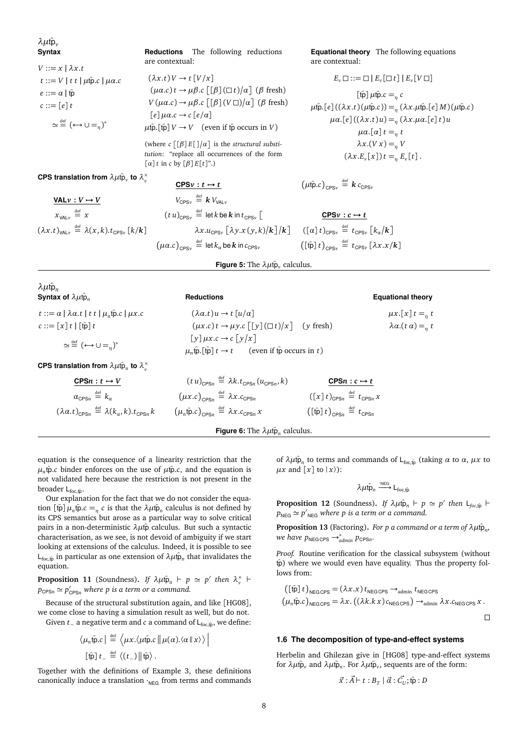## $\lambda\mu\hat{\mathrm{tp}}_v$

**Syntax**

$V ::= x \mid \lambda x.t$

$t ::= V \mid t\,t \mid \mu\hat{\mathrm{tp}}.c \mid \mu\alpha.c$

$e ::= \alpha \mid \hat{\mathrm{tp}}$

$c ::= [e]\,t$

$\simeq \stackrel{\mathrm{def}}{=} (\leftrightarrow \cup =_\eta)^*$

**Reductions** The following reductions are contextual:

$(\lambda x.t)\,V \to t\,[V/x]$

$(\mu\alpha.c)\,t \to \mu\beta.c\,\big[[\beta]\,(\Box\,t)/\alpha\big]$ ($\beta$ fresh)

$V\,(\mu\alpha.c) \to \mu\beta.c\,\big[[\beta]\,(V\,\Box)/\alpha\big]$ ($\beta$ fresh)

$[e]\,\mu\alpha.c \to c\,[e/\alpha]$

$\mu\hat{\mathrm{tp}}.[\hat{\mathrm{tp}}]\,V \to V$ (even if $\hat{\mathrm{tp}}$ occurs in $V$)

(where $c\,\big[[\beta]\,E[\,]/\alpha\big]$ is the *structural substitution*: "replace all occurrences of the form $[\alpha]\,t$ in $c$ by $[\beta]\,E[t]$".)

**Equational theory** The following equations are contextual:

$E_v\,\Box ::= \Box \mid E_v[\Box\,t] \mid E_v[V\,\Box]$

$[\hat{\mathrm{tp}}]\,\mu\hat{\mathrm{tp}}.c =_\eta c$

$\mu\hat{\mathrm{tp}}.[e]\,((\lambda x.t)(\mu\hat{\mathrm{tp}}.c)) =_\eta (\lambda x.\mu\hat{\mathrm{tp}}.[e]\,M)(\mu\hat{\mathrm{tp}}.c)$

$\mu\alpha.[e]\,((\lambda x.t)\,u) =_\eta (\lambda x.\mu\alpha.[e]\,t)\,u$

$\mu\alpha.[\alpha]\,t =_\eta t$

$\lambda x.(V\,x) =_\eta V$

$(\lambda x.E_v[x])\,t =_\eta E_v[t]\,.$

**CPS translation from $\lambda\mu\hat{\mathrm{tp}}_v$ to $\lambda_v^\times$**

**$\mathsf{VAL}v : V \mapsto V$**

$x_{\mathsf{VAL}v} \stackrel{\mathrm{def}}{=} x$

$(\lambda x.t)_{\mathsf{VAL}v} \stackrel{\mathrm{def}}{=} \lambda(x,k).t_{\mathsf{CPS}v}\,[k/\boldsymbol{k}]$

**$\mathsf{CPS}v : t \mapsto t$**

$V_{\mathsf{CPS}v} \stackrel{\mathrm{def}}{=} \boldsymbol{k}\,V_{\mathsf{VAL}v}$

$(t\,u)_{\mathsf{CPS}v} \stackrel{\mathrm{def}}{=} \mathsf{let}\,k\,\mathsf{be}\,\boldsymbol{k}\,\mathsf{in}\,t_{\mathsf{CPS}v}\,\big[\lambda x.u_{\mathsf{CPS}v}\,[\lambda y.x\,(y,k)/\boldsymbol{k}]/\boldsymbol{k}\big]$

$(\mu\alpha.c)_{\mathsf{CPS}v} \stackrel{\mathrm{def}}{=} \mathsf{let}\,k_\alpha\,\mathsf{be}\,\boldsymbol{k}\,\mathsf{in}\,c_{\mathsf{CPS}v}$

$(\mu\hat{\mathrm{tp}}.c)_{\mathsf{CPS}v} \stackrel{\mathrm{def}}{=} \boldsymbol{k}\,c_{\mathsf{CPS}v}$

**$\mathsf{CPS}v : c \mapsto t$**

$([\alpha]\,t)_{\mathsf{CPS}v} \stackrel{\mathrm{def}}{=} t_{\mathsf{CPS}v}\,[k_\alpha/\boldsymbol{k}]$

$([\hat{\mathrm{tp}}]\,t)_{\mathsf{CPS}v} \stackrel{\mathrm{def}}{=} t_{\mathsf{CPS}v}\,[\lambda x.x/\boldsymbol{k}]$

**Figure 5:** The $\lambda\mu\hat{\mathrm{tp}}_v$ calculus.

## $\lambda\mu\hat{\mathrm{tp}}_n$

**Syntax of $\lambda\mu\hat{\mathrm{tp}}_n$**

$t ::= \alpha \mid \lambda\alpha.t \mid t\,t \mid \mu_n\hat{\mathrm{tp}}.c \mid \mu x.c$

$c ::= [x]\,t \mid [\hat{\mathrm{tp}}]\,t$

$\simeq \stackrel{\mathrm{def}}{=} (\leftrightarrow \cup =_\eta)^*$

**Reductions**

$(\lambda\alpha.t)\,u \to t\,[u/\alpha]$

$(\mu x.c)\,t \to \mu y.c\,\big[[y]\,(\Box\,t)/x\big]$ ($y$ fresh)

$[y]\,\mu x.c \to c\,[y/x]$

$\mu_n\hat{\mathrm{tp}}.[\hat{\mathrm{tp}}]\,t \to t$ (even if $\hat{\mathrm{tp}}$ occurs in $t$)

**Equational theory**

$\mu x.[x]\,t =_\eta t$

$\lambda\alpha.(t\,\alpha) =_\eta t$

**CPS translation from $\lambda\mu\hat{\mathrm{tp}}_n$ to $\lambda_v^\times$**

**$\mathsf{CPS}n : t \mapsto V$**

$\alpha_{\mathsf{CPS}n} \stackrel{\mathrm{def}}{=} k_\alpha$

$(\lambda\alpha.t)_{\mathsf{CPS}n} \stackrel{\mathrm{def}}{=} \lambda(k_\alpha,k).t_{\mathsf{CPS}n}\,k$

$(t\,u)_{\mathsf{CPS}n} \stackrel{\mathrm{def}}{=} \lambda k.t_{\mathsf{CPS}n}\,(u_{\mathsf{CPS}n},k)$

$(\mu x.c)_{\mathsf{CPS}n} \stackrel{\mathrm{def}}{=} \lambda x.c_{\mathsf{CPS}n}$

$(\mu_n\hat{\mathrm{tp}}.c)_{\mathsf{CPS}n} \stackrel{\mathrm{def}}{=} \lambda x.c_{\mathsf{CPS}n}\,x$

**$\mathsf{CPS}n : c \mapsto t$**

$([x]\,t)_{\mathsf{CPS}n} \stackrel{\mathrm{def}}{=} t_{\mathsf{CPS}n}\,x$

$([\hat{\mathrm{tp}}]\,t)_{\mathsf{CPS}n} \stackrel{\mathrm{def}}{=} t_{\mathsf{CPS}n}$

**Figure 6:** The $\lambda\mu\hat{\mathrm{tp}}_n$ calculus.

equation is the consequence of a linearity restriction that the $\mu_n\hat{\mathrm{tp}}.c$ binder enforces on the use of $\mu\hat{\mathrm{tp}}.c$, and the equation is not validated here because the restriction is not present in the broader $\mathsf{L}_{\mathrm{foc},\hat{\mathrm{tp}}}$.

Our explanation for the fact that we do not consider the equation $[\hat{\mathrm{tp}}]\,\mu_n\hat{\mathrm{tp}}.c =_\eta c$ is that the $\lambda\mu\hat{\mathrm{tp}}_n$ calculus is not defined by its CPS semantics but arose as a particular way to solve critical pairs in a non-deterministic $\lambda\mu\hat{\mathrm{tp}}$ calculus. But such a syntactic characterisation, as we see, is not devoid of ambiguity if we start looking at extensions of the calculus. Indeed, it is possible to see $\mathsf{L}_{\mathrm{foc},\hat{\mathrm{tp}}}$ in particular as one extension of $\lambda\mu\hat{\mathrm{tp}}_n$ that invalidates the equation.

**Proposition 11** (Soundness)**.** *If $\lambda\mu\hat{\mathrm{tp}}_n \vdash p \simeq p'$ then $\lambda_v^\times \vdash p_{\mathsf{CPS}n} \simeq p'_{\mathsf{CPS}n}$ where $p$ is a term or a command.*

Because of the structural substitution again, and like [HG08], we come close to having a simulation result as well, but do not.

Given $t_-$ a negative term and $c$ a command of $\mathsf{L}_{\mathrm{foc},\hat{\mathrm{tp}}}$, we define:

$$\langle \mu_n\hat{\mathrm{tp}}.c \,| \stackrel{\mathrm{def}}{=} \Big\langle \mu x.\langle \mu\hat{\mathrm{tp}}.c \,\|\, \mu(\alpha).\langle \alpha \,\|\, x\rangle\rangle \Big|$$

$$[\hat{\mathrm{tp}}]\,t_- \stackrel{\mathrm{def}}{=} \langle (t_-) \,\|\, \hat{\mathrm{tp}}\rangle\,.$$

Together with the definitions of Example 3, these definitions canonically induce a translation $\cdot_{\mathsf{NEG}}$ from terms and commands of $\lambda\mu\hat{\mathrm{tp}}_n$ to terms and commands of $\mathsf{L}_{\mathrm{foc},\hat{\mathrm{tp}}}$ (taking $\alpha$ to $\alpha$, $\mu x$ to $\mu x$ and $[x]$ to $|\,x\rangle$):

$$\lambda\mu\hat{\mathrm{tp}}_n \xrightarrow{\cdot_{\mathsf{NEG}}} \mathsf{L}_{\mathrm{foc},\hat{\mathrm{tp}}}$$

**Proposition 12** (Soundness)**.** *If $\lambda\mu\hat{\mathrm{tp}}_n \vdash p \simeq p'$ then $\mathsf{L}_{\mathrm{foc},\hat{\mathrm{tp}}} \vdash p_{\mathsf{NEG}} \simeq p'_{\mathsf{NEG}}$ where $p$ is a term or a command.*

**Proposition 13** (Factoring)**.** *For $p$ a command or a term of $\lambda\mu\hat{\mathrm{tp}}_n$, we have $p_{\mathsf{NEG}\,\mathsf{CPS}} \to^*_{admin} p_{\mathsf{CPS}n}$.*

*Proof.* Routine verification for the classical subsystem (without $\hat{\mathrm{tp}}$) where we would even have equality. Thus the property follows from:

$$([\hat{\mathrm{tp}}]\,t)_{\mathsf{NEG}\,\mathsf{CPS}} = (\lambda x.x)\,t_{\mathsf{NEG}\,\mathsf{CPS}} \to_{\mathrm{admin}} t_{\mathsf{NEG}\,\mathsf{CPS}}$$
$$(\mu_n\hat{\mathrm{tp}}.c)_{\mathsf{NEG}\,\mathsf{CPS}} = \lambda x.\,((\lambda k.k\,x)\,c_{\mathsf{NEG}\,\mathsf{CPS}}) \to_{\mathrm{admin}} \lambda x.c_{\mathsf{NEG}\,\mathsf{CPS}}\,x\,.$$

□

### 1.6 The decomposition of type-and-effect systems

Herbelin and Ghilezan give in [HG08] type-and-effect systems for $\lambda\mu\hat{\mathrm{tp}}_v$ and $\lambda\mu\hat{\mathrm{tp}}_n$. For $\lambda\mu\hat{\mathrm{tp}}_v$, sequents are of the form:

$$\vec{x} : \vec{A} \vdash t : B_T \mid \vec{\alpha} : \vec{C_U}; \hat{\mathrm{tp}} : D$$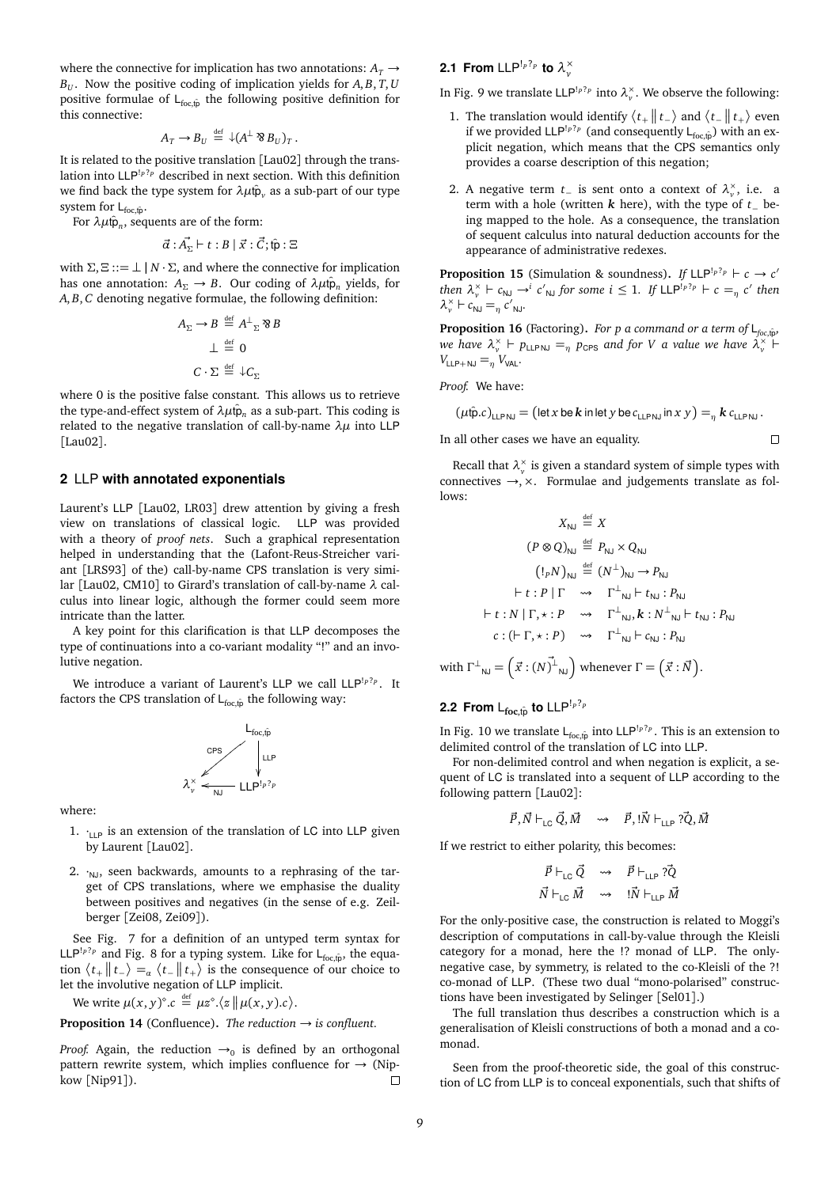where the connective for implication has two annotations: $A_T \to B_U$. Now the positive coding of implication yields for $A, B, T, U$ positive formulae of $\mathsf{L}_{\mathsf{foc},\hat{\mathsf{tp}}}$ the following positive definition for this connective:

$$A_T \to B_U \stackrel{\text{def}}{=} {\downarrow}(A^\perp \parr B_U)_T\,.$$

It is related to the positive translation [Lau02] through the translation into $\mathsf{LLP}^{!_p?_p}$ described in next section. With this definition we find back the type system for $\lambda\mu\hat{\mathsf{tp}}_v$ as a sub-part of our type system for $\mathsf{L}_{\mathsf{foc},\hat{\mathsf{tp}}}$.

For $\lambda\mu\hat{\mathsf{tp}}_n$, sequents are of the form:

$$\vec{\alpha} : \vec{A_\Sigma} \vdash t : B \mid \vec{x} : \vec{C}; \hat{\mathsf{tp}} : \Xi$$

with $\Sigma, \Xi ::= \perp \mid N \cdot \Sigma$, and where the connective for implication has one annotation: $A_\Sigma \to B$. Our coding of $\lambda\mu\hat{\mathsf{tp}}_n$ yields, for $A, B, C$ denoting negative formulae, the following definition:

$$A_\Sigma \to B \stackrel{\text{def}}{=} A^\perp{}_\Sigma \parr B$$
$$\perp \stackrel{\text{def}}{=} 0$$
$$C \cdot \Sigma \stackrel{\text{def}}{=} {\downarrow} C_\Sigma$$

where 0 is the positive false constant. This allows us to retrieve the type-and-effect system of $\lambda\mu\hat{\mathsf{tp}}_n$ as a sub-part. This coding is related to the negative translation of call-by-name $\lambda\mu$ into $\mathsf{LLP}$ [Lau02].

## 2 LLP with annotated exponentials

Laurent's $\mathsf{LLP}$ [Lau02, LR03] drew attention by giving a fresh view on translations of classical logic. $\mathsf{LLP}$ was provided with a theory of *proof nets*. Such a graphical representation helped in understanding that the (Lafont-Reus-Streicher variant [LRS93] of the) call-by-name CPS translation is very similar [Lau02, CM10] to Girard's translation of call-by-name $\lambda$ calculus into linear logic, although the former could seem more intricate than the latter.

A key point for this clarification is that $\mathsf{LLP}$ decomposes the type of continuations into a co-variant modality "!" and an involutive negation.

We introduce a variant of Laurent's $\mathsf{LLP}$ we call $\mathsf{LLP}^{!_p?_p}$. It factors the CPS translation of $\mathsf{L}_{\mathsf{foc},\hat{\mathsf{tp}}}$ the following way:

$$\begin{array}{ccc} & & \mathsf{L}_{\mathsf{foc},\hat{\mathsf{tp}}} \\ & \swarrow^{\mathsf{CPS}} & \downarrow^{\mathsf{LLP}} \\ \lambda_v^\times & \xleftarrow[\mathsf{NJ}]{} & \mathsf{LLP}^{!_p?_p} \end{array}$$

where:

1. $\cdot_{\mathsf{LLP}}$ is an extension of the translation of $\mathsf{LC}$ into $\mathsf{LLP}$ given by Laurent [Lau02].
2. $\cdot_{\mathsf{NJ}}$, seen backwards, amounts to a rephrasing of the target of CPS translations, where we emphasise the duality between positives and negatives (in the sense of e.g. Zeilberger [Zei08, Zei09]).

See Fig. 7 for a definition of an untyped term syntax for $\mathsf{LLP}^{!_p?_p}$ and Fig. 8 for a typing system. Like for $\mathsf{L}_{\mathsf{foc},\hat{\mathsf{tp}}}$, the equation $\langle t_+ \| t_- \rangle =_\alpha \langle t_- \| t_+ \rangle$ is the consequence of our choice to let the involutive negation of $\mathsf{LLP}$ implicit.

We write $\mu(x,y)^\circ.c \stackrel{\text{def}}{=} \mu z^\circ.\langle z \,\|\, \mu(x,y).c\rangle$.

**Proposition 14** (Confluence)**.** *The reduction $\to$ is confluent.*

*Proof.* Again, the reduction $\to_0$ is defined by an orthogonal pattern rewrite system, which implies confluence for $\to$ (Nipkow [Nip91]). □

### 2.1 From $\mathsf{LLP}^{!_p?_p}$ to $\lambda_v^\times$

In Fig. 9 we translate $\mathsf{LLP}^{!_p?_p}$ into $\lambda_v^\times$. We observe the following:

1. The translation would identify $\langle t_+ \| t_- \rangle$ and $\langle t_- \| t_+ \rangle$ even if we provided $\mathsf{LLP}^{!_p?_p}$ (and consequently $\mathsf{L}_{\mathsf{foc},\hat{\mathsf{tp}}}$) with an explicit negation, which means that the CPS semantics only provides a coarse description of this negation;
2. A negative term $t_-$ is sent onto a context of $\lambda_v^\times$, i.e. a term with a hole (written $\boldsymbol{k}$ here), with the type of $t_-$ being mapped to the hole. As a consequence, the translation of sequent calculus into natural deduction accounts for the appearance of administrative redexes.

**Proposition 15** (Simulation & soundness)**.** *If $\mathsf{LLP}^{!_p?_p} \vdash c \to c'$ then $\lambda_v^\times \vdash c_{\mathsf{NJ}} \to^i c'_{\mathsf{NJ}}$ for some $i \le 1$. If $\mathsf{LLP}^{!_p?_p} \vdash c =_\eta c'$ then $\lambda_v^\times \vdash c_{\mathsf{NJ}} =_\eta c'_{\mathsf{NJ}}$.*

**Proposition 16** (Factoring)**.** *For $p$ a command or a term of $\mathsf{L}_{\mathsf{foc},\hat{\mathsf{tp}}}$, we have $\lambda_v^\times \vdash p_{\mathsf{LLP\,NJ}} =_\eta p_{\mathsf{CPS}}$ and for $V$ a value we have $\lambda_v^\times \vdash V_{\mathsf{LLP+NJ}} =_\eta V_{\mathsf{VAL}}$.*

*Proof.* We have:

$$(\mu\hat{\mathsf{tp}}.c)_{\mathsf{LLP\,NJ}} = \left(\mathsf{let}\, x\, \mathsf{be}\, \boldsymbol{k}\, \mathsf{in}\, \mathsf{let}\, y\, \mathsf{be}\, c_{\mathsf{LLP\,NJ}}\, \mathsf{in}\, x\ y\right) =_\eta \boldsymbol{k}\ c_{\mathsf{LLP\,NJ}}\,.$$

In all other cases we have an equality. □

Recall that $\lambda_v^\times$ is given a standard system of simple types with connectives $\to, \times$. Formulae and judgements translate as follows:

$$X_{\mathsf{NJ}} \stackrel{\text{def}}{=} X$$
$$(P \otimes Q)_{\mathsf{NJ}} \stackrel{\text{def}}{=} P_{\mathsf{NJ}} \times Q_{\mathsf{NJ}}$$
$$\left(!_p N\right)_{\mathsf{NJ}} \stackrel{\text{def}}{=} (N^\perp)_{\mathsf{NJ}} \to P_{\mathsf{NJ}}$$
$$\vdash t : P \mid \Gamma \quad\rightsquigarrow\quad \Gamma^\perp{}_{\mathsf{NJ}} \vdash t_{\mathsf{NJ}} : P_{\mathsf{NJ}}$$
$$\vdash t : N \mid \Gamma, \star : P \quad\rightsquigarrow\quad \Gamma^\perp{}_{\mathsf{NJ}}, \boldsymbol{k} : N^\perp{}_{\mathsf{NJ}} \vdash t_{\mathsf{NJ}} : P_{\mathsf{NJ}}$$
$$c : (\vdash \Gamma, \star : P) \quad\rightsquigarrow\quad \Gamma^\perp{}_{\mathsf{NJ}} \vdash c_{\mathsf{NJ}} : P_{\mathsf{NJ}}$$

with $\Gamma^\perp{}_{\mathsf{NJ}} = \left(\vec{x} : \vec{(N)^\perp}_{\mathsf{NJ}}\right)$ whenever $\Gamma = \left(\vec{x} : \vec{N}\right)$.

### 2.2 From $\mathsf{L}_{\mathsf{foc},\hat{\mathsf{tp}}}$ to $\mathsf{LLP}^{!_p?_p}$

In Fig. 10 we translate $\mathsf{L}_{\mathsf{foc},\hat{\mathsf{tp}}}$ into $\mathsf{LLP}^{!_p?_p}$. This is an extension to delimited control of the translation of $\mathsf{LC}$ into $\mathsf{LLP}$.

For non-delimited control and when negation is explicit, a sequent of $\mathsf{LC}$ is translated into a sequent of $\mathsf{LLP}$ according to the following pattern [Lau02]:

$$\vec{P}, \vec{N} \vdash_{\mathsf{LC}} \vec{Q}, \vec{M} \quad\rightsquigarrow\quad \vec{P}, !\vec{N} \vdash_{\mathsf{LLP}} ?\vec{Q}, \vec{M}$$

If we restrict to either polarity, this becomes:

$$\vec{P} \vdash_{\mathsf{LC}} \vec{Q} \quad\rightsquigarrow\quad \vec{P} \vdash_{\mathsf{LLP}} ?\vec{Q}$$
$$\vec{N} \vdash_{\mathsf{LC}} \vec{M} \quad\rightsquigarrow\quad !\vec{N} \vdash_{\mathsf{LLP}} \vec{M}$$

For the only-positive case, the construction is related to Moggi's description of computations in call-by-value through the Kleisli category for a monad, here the !? monad of $\mathsf{LLP}$. The only-negative case, by symmetry, is related to the co-Kleisli of the ?! co-monad of $\mathsf{LLP}$. (These two dual "mono-polarised" constructions have been investigated by Selinger [Sel01].)

The full translation thus describes a construction which is a generalisation of Kleisli constructions of both a monad and a co-monad.

Seen from the proof-theoretic side, the goal of this construction of $\mathsf{LC}$ from $\mathsf{LLP}$ is to conceal exponentials, such that shifts of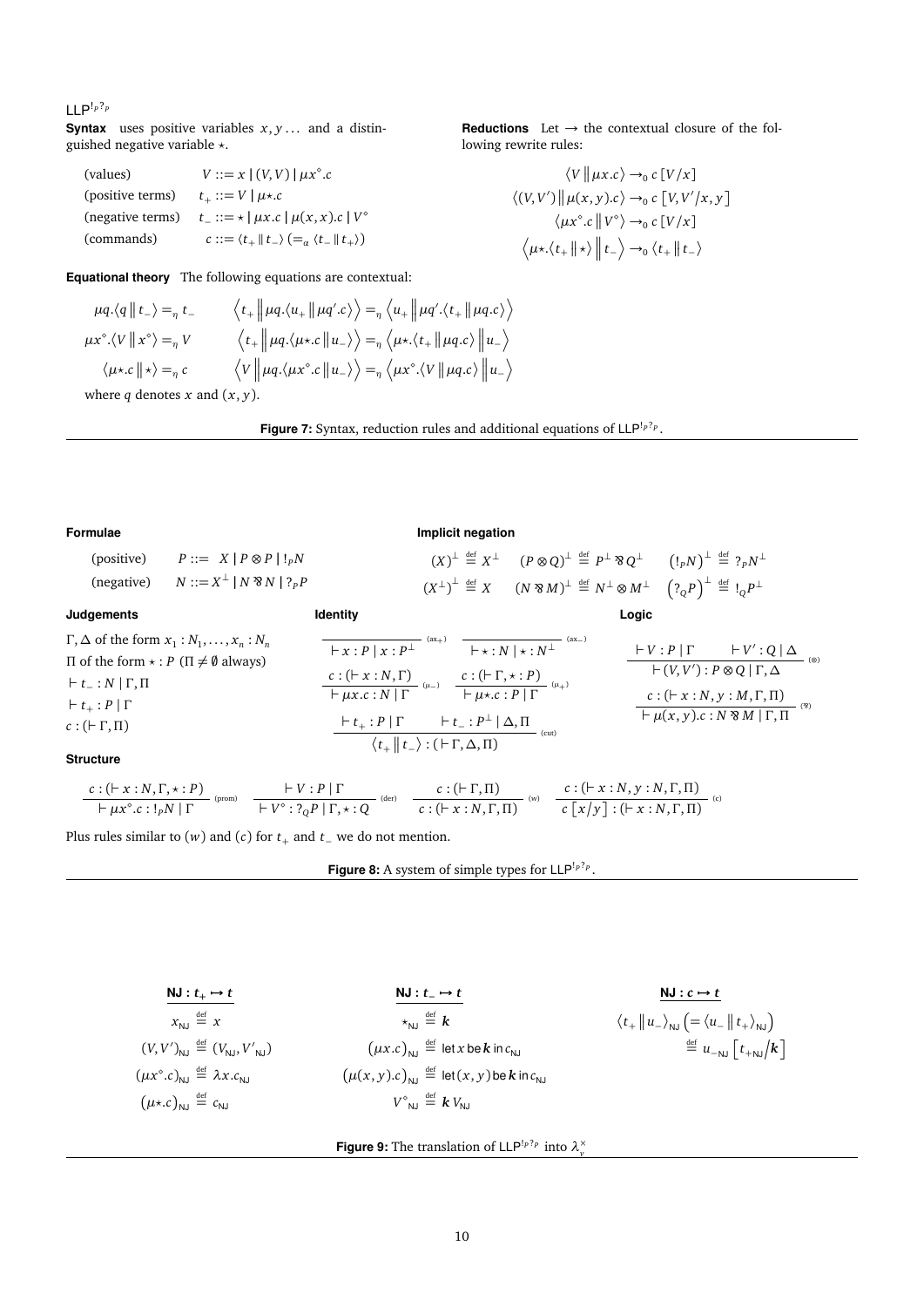## $\mathsf{LLP}^{!_P ?_P}$

**Syntax** uses positive variables $x, y \dots$ and a distinguished negative variable $\star$.

| | |
|---|---|
| (values) | $V ::= x \mid (V, V) \mid \mu x^\circ.c$ |
| (positive terms) | $t_+ ::= V \mid \mu\star.c$ |
| (negative terms) | $t_- ::= \star \mid \mu x.c \mid \mu(x,x).c \mid V^\circ$ |
| (commands) | $c ::= \langle t_+ \,\|\, t_- \rangle \; (=_\alpha \langle t_- \,\|\, t_+ \rangle)$ |

**Reductions** Let $\to$ the contextual closure of the following rewrite rules:

$$\langle V \,\|\, \mu x.c \rangle \to_0 c\,[V/x]$$
$$\langle (V,V') \,\|\, \mu(x,y).c \rangle \to_0 c\,[V,V'/x,y]$$
$$\langle \mu x^\circ.c \,\|\, V^\circ \rangle \to_0 c\,[V/x]$$
$$\left\langle \mu\star.\langle t_+ \,\|\, \star \rangle \,\middle\|\, t_- \right\rangle \to_0 \langle t_+ \,\|\, t_- \rangle$$

**Equational theory** The following equations are contextual:

$$\mu q.\langle q \,\|\, t_- \rangle =_\eta t_- \qquad \left\langle t_+ \,\middle\|\, \mu q.\langle u_+ \,\|\, \mu q'.c \rangle \right\rangle =_\eta \left\langle u_+ \,\middle\|\, \mu q'.\langle t_+ \,\|\, \mu q.c \rangle \right\rangle$$
$$\mu x^\circ.\langle V \,\|\, x^\circ \rangle =_\eta V \qquad \left\langle t_+ \,\middle\|\, \mu q.\langle \mu\star.c \,\|\, u_- \rangle \right\rangle =_\eta \left\langle \mu\star.\langle t_+ \,\|\, \mu q.c \rangle \,\middle\|\, u_- \right\rangle$$
$$\langle \mu\star.c \,\|\, \star \rangle =_\eta c \qquad \left\langle V \,\middle\|\, \mu q.\langle \mu x^\circ.c \,\|\, u_- \rangle \right\rangle =_\eta \left\langle \mu x^\circ.\langle V \,\|\, \mu q.c \rangle \,\middle\|\, u_- \right\rangle$$

where $q$ denotes $x$ and $(x,y)$.

**Figure 7:** Syntax, reduction rules and additional equations of $\mathsf{LLP}^{!_P ?_P}$.

**Formulae**

(positive) $\quad P ::= X \mid P \otimes P \mid !_P N$

(negative) $\quad N ::= X^\perp \mid N \parr N \mid ?_P P$

**Implicit negation**

$$(X)^\perp \stackrel{\text{def}}{=} X^\perp \qquad (P \otimes Q)^\perp \stackrel{\text{def}}{=} P^\perp \parr Q^\perp \qquad (!_P N)^\perp \stackrel{\text{def}}{=} ?_P N^\perp$$
$$(X^\perp)^\perp \stackrel{\text{def}}{=} X \qquad (N \parr M)^\perp \stackrel{\text{def}}{=} N^\perp \otimes M^\perp \qquad (?_Q P)^\perp \stackrel{\text{def}}{=} !_Q P^\perp$$

**Judgements**

$\Gamma, \Delta$ of the form $x_1 : N_1, \dots, x_n : N_n$

$\Pi$ of the form $\star : P$ ($\Pi \neq \emptyset$ always)

$\vdash t_- : N \mid \Gamma, \Pi$

$\vdash t_+ : P \mid \Gamma$

$c : (\vdash \Gamma, \Pi)$

**Identity**

$$\frac{}{\vdash x : P \mid x : P^\perp}\ (\mathrm{ax}_+) \qquad \frac{}{\vdash \star : N \mid \star : N^\perp}\ (\mathrm{ax}_-)$$

$$\frac{c : (\vdash x : N, \Gamma)}{\vdash \mu x.c : N \mid \Gamma}\ (\mu_-) \qquad \frac{c : (\vdash \Gamma, \star : P)}{\vdash \mu\star.c : P \mid \Gamma}\ (\mu_+)$$

$$\frac{\vdash t_+ : P \mid \Gamma \qquad \vdash t_- : P^\perp \mid \Delta, \Pi}{\langle t_+ \,\|\, t_- \rangle : (\vdash \Gamma, \Delta, \Pi)}\ (\mathrm{cut})$$

**Logic**

$$\frac{\vdash V : P \mid \Gamma \qquad \vdash V' : Q \mid \Delta}{\vdash (V, V') : P \otimes Q \mid \Gamma, \Delta}\ (\otimes)$$

$$\frac{c : (\vdash x : N, y : M, \Gamma, \Pi)}{\vdash \mu(x,y).c : N \parr M \mid \Gamma, \Pi}\ (\parr)$$

**Structure**

$$\frac{c : (\vdash x : N, \Gamma, \star : P)}{\vdash \mu x^\circ.c : !_P N \mid \Gamma}\ (\mathrm{prom}) \qquad \frac{\vdash V : P \mid \Gamma}{\vdash V^\circ : ?_Q P \mid \Gamma, \star : Q}\ (\mathrm{der}) \qquad \frac{c : (\vdash \Gamma, \Pi)}{c : (\vdash x : N, \Gamma, \Pi)}\ (w) \qquad \frac{c : (\vdash x : N, y : N, \Gamma, \Pi)}{c\,[x/y] : (\vdash x : N, \Gamma, \Pi)}\ (c)$$

Plus rules similar to $(w)$ and $(c)$ for $t_+$ and $t_-$ we do not mention.

**Figure 8:** A system of simple types for $\mathsf{LLP}^{!_P ?_P}$.

**NJ : $t_+ \mapsto t$**

$$x_{\mathsf{NJ}} \stackrel{\text{def}}{=} x$$
$$(V, V')_{\mathsf{NJ}} \stackrel{\text{def}}{=} (V_{\mathsf{NJ}}, V'_{\mathsf{NJ}})$$
$$(\mu x^\circ.c)_{\mathsf{NJ}} \stackrel{\text{def}}{=} \lambda x.c_{\mathsf{NJ}}$$
$$(\mu\star.c)_{\mathsf{NJ}} \stackrel{\text{def}}{=} c_{\mathsf{NJ}}$$

**NJ : $t_- \mapsto t$**

$$\star_{\mathsf{NJ}} \stackrel{\text{def}}{=} \boldsymbol{k}$$
$$(\mu x.c)_{\mathsf{NJ}} \stackrel{\text{def}}{=} \mathsf{let}\, x\, \mathsf{be}\, \boldsymbol{k}\, \mathsf{in}\, c_{\mathsf{NJ}}$$
$$(\mu(x,y).c)_{\mathsf{NJ}} \stackrel{\text{def}}{=} \mathsf{let}\,(x,y)\, \mathsf{be}\, \boldsymbol{k}\, \mathsf{in}\, c_{\mathsf{NJ}}$$
$$V^\circ{}_{\mathsf{NJ}} \stackrel{\text{def}}{=} \boldsymbol{k}\, V_{\mathsf{NJ}}$$

**NJ : $c \mapsto t$**

$$\langle t_+ \,\|\, u_- \rangle_{\mathsf{NJ}} \left(= \langle u_- \,\|\, t_+ \rangle_{\mathsf{NJ}}\right) \stackrel{\text{def}}{=} u_{-\mathsf{NJ}}\left[t_{+\mathsf{NJ}}/\boldsymbol{k}\right]$$

**Figure 9:** The translation of $\mathsf{LLP}^{!_P ?_P}$ into $\lambda_\nu^\times$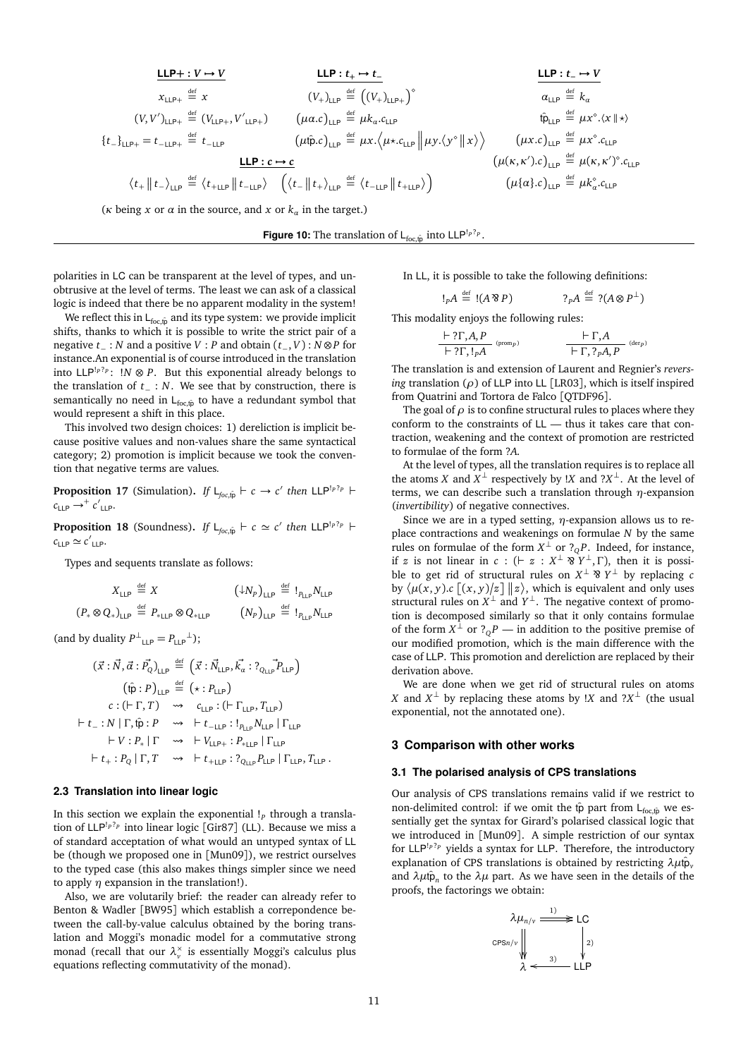$$
\begin{array}{lll}
\underline{\textsf{LLP+} : V \mapsto V} & \underline{\textsf{LLP} : t_+ \mapsto t_-} & \underline{\textsf{LLP} : t_- \mapsto V} \\
x_{\textsf{LLP+}} \stackrel{\text{def}}{=} x & (V_+)_{\textsf{LLP}} \stackrel{\text{def}}{=} \left((V_+)_{\textsf{LLP+}}\right)^\circ & \alpha_{\textsf{LLP}} \stackrel{\text{def}}{=} k_\alpha \\
(V, V')_{\textsf{LLP+}} \stackrel{\text{def}}{=} (V_{\textsf{LLP+}}, V'_{\textsf{LLP+}}) & (\mu\alpha.c)_{\textsf{LLP}} \stackrel{\text{def}}{=} \mu k_\alpha.c_{\textsf{LLP}} & \hat{\mathsf{tp}}_{\textsf{LLP}} \stackrel{\text{def}}{=} \mu x^\circ.\langle x \,\|\, \star\rangle \\
\{t_-\}_{\textsf{LLP+}} = t_{-\textsf{LLP+}} \stackrel{\text{def}}{=} t_{-\textsf{LLP}} & (\mu\hat{\mathsf{tp}}.c)_{\textsf{LLP}} \stackrel{\text{def}}{=} \mu x.\left\langle \mu\star.c_{\textsf{LLP}} \,\middle\|\, \mu y.\langle y^\circ \,\|\, x\rangle \right\rangle & (\mu x.c)_{\textsf{LLP}} \stackrel{\text{def}}{=} \mu x^\circ.c_{\textsf{LLP}} \\
& \underline{\textsf{LLP} : c \mapsto c} & (\mu(\kappa,\kappa').c)_{\textsf{LLP}} \stackrel{\text{def}}{=} \mu(\kappa,\kappa')^\circ.c_{\textsf{LLP}} \\
\langle t_+ \,\|\, t_-\rangle_{\textsf{LLP}} \stackrel{\text{def}}{=} \langle t_{+\textsf{LLP}} \,\|\, t_{-\textsf{LLP}}\rangle & \left(\langle t_- \,\|\, t_+\rangle_{\textsf{LLP}} \stackrel{\text{def}}{=} \langle t_{-\textsf{LLP}} \,\|\, t_{+\textsf{LLP}}\rangle\right) & (\mu\{\alpha\}.c)_{\textsf{LLP}} \stackrel{\text{def}}{=} \mu k_\alpha^\circ.c_{\textsf{LLP}}
\end{array}
$$

($\kappa$ being $x$ or $\alpha$ in the source, and $x$ or $k_\alpha$ in the target.)

**Figure 10:** The translation of $\mathsf{L}_{\mathsf{foc},\hat{\mathsf{tp}}}$ into $\mathsf{LLP}^{!_P?_P}$.

polarities in LC can be transparent at the level of types, and unobtrusive at the level of terms. The least we can ask of a classical logic is indeed that there be no apparent modality in the system!

We reflect this in $\mathsf{L}_{\mathsf{foc},\hat{\mathsf{tp}}}$ and its type system: we provide implicit shifts, thanks to which it is possible to write the strict pair of a negative $t_- : N$ and a positive $V : P$ and obtain $(t_-, V) : N \otimes P$ for instance. An exponential is of course introduced in the translation into $\mathsf{LLP}^{!_P?_P}$: $!N \otimes P$. But this exponential already belongs to the translation of $t_- : N$. We see that by construction, there is semantically no need in $\mathsf{L}_{\mathsf{foc},\hat{\mathsf{tp}}}$ to have a redundant symbol that would represent a shift in this place.

This involved two design choices: 1) dereliction is implicit because positive values and non-values share the same syntactical category; 2) promotion is implicit because we took the convention that negative terms are values.

**Proposition 17** (Simulation)**.** *If* $\mathsf{L}_{\mathsf{foc},\hat{\mathsf{tp}}} \vdash c \to c'$ *then* $\mathsf{LLP}^{!_P?_P} \vdash c_{\mathsf{LLP}} \to^+ c'_{\mathsf{LLP}}$.

**Proposition 18** (Soundness)**.** *If* $\mathsf{L}_{\mathsf{foc},\hat{\mathsf{tp}}} \vdash c \simeq c'$ *then* $\mathsf{LLP}^{!_P?_P} \vdash c_{\mathsf{LLP}} \simeq c'_{\mathsf{LLP}}$.

Types and sequents translate as follows:

$$
X_{\mathsf{LLP}} \stackrel{\text{def}}{=} X \qquad (\downarrow N_P)_{\mathsf{LLP}} \stackrel{\text{def}}{=} !_{P_{\mathsf{LLP}}} N_{\mathsf{LLP}}
$$
$$
(P_* \otimes Q_*)_{\mathsf{LLP}} \stackrel{\text{def}}{=} P_{*\mathsf{LLP}} \otimes Q_{*\mathsf{LLP}} \qquad (N_P)_{\mathsf{LLP}} \stackrel{\text{def}}{=} !_{P_{\mathsf{LLP}}} N_{\mathsf{LLP}}
$$

(and by duality $P^\perp{}_{\mathsf{LLP}} = P_{\mathsf{LLP}}{}^\perp$);

$$
\begin{aligned}
(\vec{x} : \vec{N}, \vec{\alpha} : \vec{P_Q})_{\mathsf{LLP}} &\stackrel{\text{def}}{=} \left(\vec{x} : \vec{N}_{\mathsf{LLP}}, \vec{k_\alpha} : ?_{Q_{\mathsf{LLP}}} \vec{P}_{\mathsf{LLP}}\right) \\
(\hat{\mathsf{tp}} : P)_{\mathsf{LLP}} &\stackrel{\text{def}}{=} (\star : P_{\mathsf{LLP}}) \\
c : (\vdash \Gamma, T) &\rightsquigarrow c_{\mathsf{LLP}} : (\vdash \Gamma_{\mathsf{LLP}}, T_{\mathsf{LLP}}) \\
\vdash t_- : N \mid \Gamma, \hat{\mathsf{tp}} : P &\rightsquigarrow \vdash t_{-\mathsf{LLP}} : !_{P_{\mathsf{LLP}}} N_{\mathsf{LLP}} \mid \Gamma_{\mathsf{LLP}} \\
\vdash V : P_* \mid \Gamma &\rightsquigarrow \vdash V_{\mathsf{LLP+}} : P_{*\mathsf{LLP}} \mid \Gamma_{\mathsf{LLP}} \\
\vdash t_+ : P_Q \mid \Gamma, T &\rightsquigarrow \vdash t_{+\mathsf{LLP}} : ?_{Q_{\mathsf{LLP}}} P_{\mathsf{LLP}} \mid \Gamma_{\mathsf{LLP}}, T_{\mathsf{LLP}}\,.
\end{aligned}
$$

### 2.3 Translation into linear logic

In this section we explain the exponential $!_P$ through a translation of $\mathsf{LLP}^{!_P?_P}$ into linear logic [Gir87] (LL). Because we miss a of standard acceptation of what would an untyped syntax of LL be (though we proposed one in [Mun09]), we restrict ourselves to the typed case (this also makes things simpler since we need to apply $\eta$ expansion in the translation!).

Also, we are volutarily brief: the reader can already refer to Benton & Wadler [BW95] which establish a correpondence between the call-by-value calculus obtained by the boring translation and Moggi's monadic model for a commutative strong monad (recall that our $\lambda_v^\times$ is essentially Moggi's calculus plus equations reflecting commutativity of the monad).

In LL, it is possible to take the following definitions:

$$
!_P A \stackrel{\text{def}}{=} !(A \parr P) \qquad ?_P A \stackrel{\text{def}}{=} ?(A \otimes P^\perp)
$$

This modality enjoys the following rules:

$$
\frac{\vdash ?\Gamma, A, P}{\vdash ?\Gamma, !_P A}\ (\text{prom}_P) \qquad \frac{\vdash \Gamma, A}{\vdash \Gamma, ?_P A, P}\ (\text{der}_P)
$$

The translation is and extension of Laurent and Regnier's *reversing* translation ($\rho$) of LLP into LL [LR03], which is itself inspired from Quatrini and Tortora de Falco [QTDF96].

The goal of $\rho$ is to confine structural rules to places where they conform to the constraints of LL — thus it takes care that contraction, weakening and the context of promotion are restricted to formulae of the form $?A$.

At the level of types, all the translation requires is to replace all the atoms $X$ and $X^\perp$ respectively by $!X$ and $?X^\perp$. At the level of terms, we can describe such a translation through $\eta$-expansion (*invertibility*) of negative connectives.

Since we are in a typed setting, $\eta$-expansion allows us to replace contractions and weakenings on formulae $N$ by the same rules on formulae of the form $X^\perp$ or $?_Q P$. Indeed, for instance, if $z$ is not linear in $c : (\vdash z : X^\perp \parr Y^\perp, \Gamma)$, then it is possible to get rid of structural rules on $X^\perp \parr Y^\perp$ by replacing $c$ by $\langle \mu(x,y).c\,[(x,y)/z] \,\|\, z\rangle$, which is equivalent and only uses structural rules on $X^\perp$ and $Y^\perp$. The negative context of promotion is decomposed similarly so that it only contains formulae of the form $X^\perp$ or $?_Q P$ — in addition to the positive premise of our modified promotion, which is the main difference with the case of LLP. This promotion and dereliction are replaced by their derivation above.

We are done when we get rid of structural rules on atoms $X$ and $X^\perp$ by replacing these atoms by $!X$ and $?X^\perp$ (the usual exponential, not the annotated one).

## 3 Comparison with other works

### 3.1 The polarised analysis of CPS translations

Our analysis of CPS translations remains valid if we restrict to non-delimited control: if we omit the $\hat{\mathsf{tp}}$ part from $\mathsf{L}_{\mathsf{foc},\hat{\mathsf{tp}}}$ we essentially get the syntax for Girard's polarised classical logic that we introduced in [Mun09]. A simple restriction of our syntax for $\mathsf{LLP}^{!_P?_P}$ yields a syntax for LLP. Therefore, the introductory explanation of CPS translations is obtained by restricting $\lambda\mu\hat{\mathsf{tp}}_v$ and $\lambda\mu\hat{\mathsf{tp}}_n$ to the $\lambda\mu$ part. As we have seen in the details of the proofs, the factorings we obtain:

$$
\begin{array}{ccc}
\lambda\mu_{n/v} & \xrightarrow{\ 1)\ } & \mathsf{LC} \\
{\scriptstyle \mathsf{CPS}n/v}\Big\Downarrow & & \Big\downarrow{\scriptstyle 2)} \\
\lambda & \xleftarrow{\ 3)\ } & \mathsf{LLP}
\end{array}
$$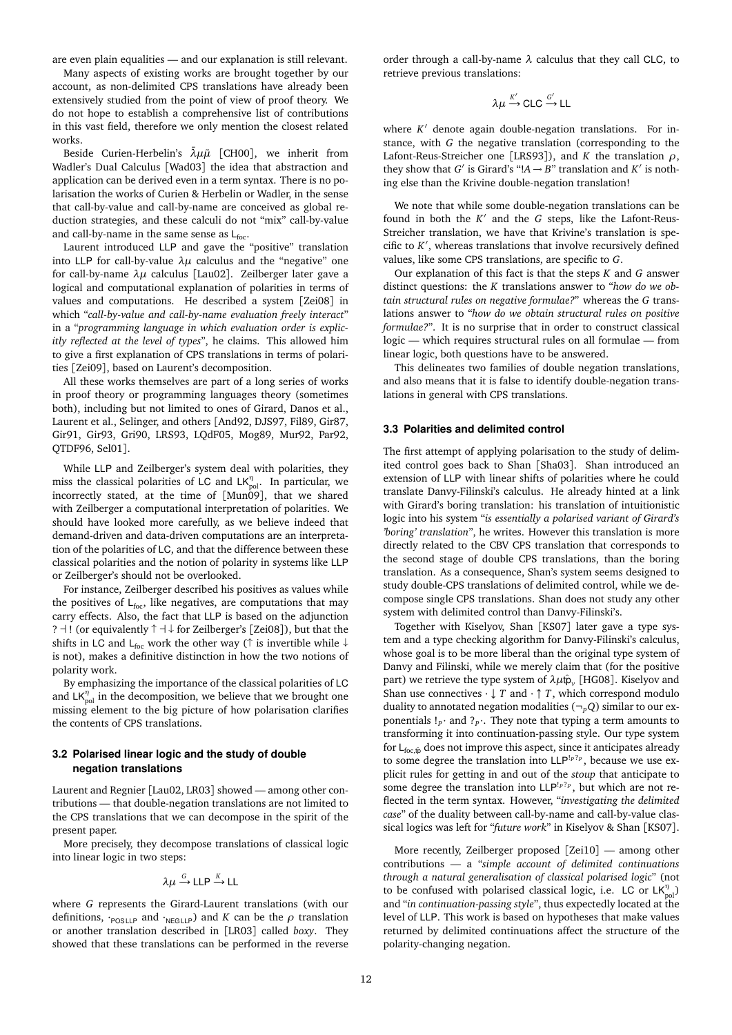are even plain equalities — and our explanation is still relevant.

Many aspects of existing works are brought together by our account, as non-delimited CPS translations have already been extensively studied from the point of view of proof theory. We do not hope to establish a comprehensive list of contributions in this vast field, therefore we only mention the closest related works.

Beside Curien-Herbelin's $\bar{\lambda}\mu\tilde{\mu}$ [CH00], we inherit from Wadler's Dual Calculus [Wad03] the idea that abstraction and application can be derived even in a term syntax. There is no polarisation the works of Curien & Herbelin or Wadler, in the sense that call-by-value and call-by-name are conceived as global reduction strategies, and these calculi do not "mix" call-by-value and call-by-name in the same sense as $\mathsf{L}_{\text{foc}}$.

Laurent introduced LLP and gave the "positive" translation into LLP for call-by-value $\lambda\mu$ calculus and the "negative" one for call-by-name $\lambda\mu$ calculus [Lau02]. Zeilberger later gave a logical and computational explanation of polarities in terms of values and computations. He described a system [Zei08] in which "*call-by-value and call-by-name evaluation freely interact*" in a "*programming language in which evaluation order is explicitly reflected at the level of types*", he claims. This allowed him to give a first explanation of CPS translations in terms of polarities [Zei09], based on Laurent's decomposition.

All these works themselves are part of a long series of works in proof theory or programming languages theory (sometimes both), including but not limited to ones of Girard, Danos et al., Laurent et al., Selinger, and others [And92, DJS97, Fil89, Gir87, Gir91, Gir93, Gri90, LRS93, LQdF05, Mog89, Mur92, Par92, QTDF96, Sel01].

While LLP and Zeilberger's system deal with polarities, they miss the classical polarities of LC and $\mathsf{LK}^{\eta}_{\text{pol}}$. In particular, we incorrectly stated, at the time of [Mun09], that we shared with Zeilberger a computational interpretation of polarities. We should have looked more carefully, as we believe indeed that demand-driven and data-driven computations are an interpretation of the polarities of LC, and that the difference between these classical polarities and the notion of polarity in systems like LLP or Zeilberger's should not be overlooked.

For instance, Zeilberger described his positives as values while the positives of $\mathsf{L}_{\text{foc}}$, like negatives, are computations that may carry effects. Also, the fact that LLP is based on the adjunction $? \dashv !$ (or equivalently $\uparrow \dashv \downarrow$ for Zeilberger's [Zei08]), but that the shifts in LC and $\mathsf{L}_{\text{foc}}$ work the other way ($\uparrow$ is invertible while $\downarrow$ is not), makes a definitive distinction in how the two notions of polarity work.

By emphasizing the importance of the classical polarities of LC and $\mathsf{LK}^{\eta}_{\text{pol}}$ in the decomposition, we believe that we brought one missing element to the big picture of how polarisation clarifies the contents of CPS translations.

### 3.2 Polarised linear logic and the study of double negation translations

Laurent and Regnier [Lau02, LR03] showed — among other contributions — that double-negation translations are not limited to the CPS translations that we can decompose in the spirit of the present paper.

More precisely, they decompose translations of classical logic into linear logic in two steps:

$$\lambda\mu \xrightarrow{G} \mathsf{LLP} \xrightarrow{K} \mathsf{LL}$$

where $G$ represents the Girard-Laurent translations (with our definitions, $\cdot_{\text{POS LLP}}$ and $\cdot_{\text{NEG LLP}}$) and $K$ can be the $\rho$ translation or another translation described in [LR03] called *boxy*. They showed that these translations can be performed in the reverse order through a call-by-name $\lambda$ calculus that they call CLC, to retrieve previous translations:

$$\lambda\mu \xrightarrow{K'} \mathsf{CLC} \xrightarrow{G'} \mathsf{LL}$$

where $K'$ denote again double-negation translations. For instance, with $G$ the negative translation (corresponding to the Lafont-Reus-Streicher one [LRS93]), and $K$ the translation $\rho$, they show that $G'$ is Girard's "$!A \multimap B$" translation and $K'$ is nothing else than the Krivine double-negation translation!

We note that while some double-negation translations can be found in both the $K'$ and the $G$ steps, like the Lafont-Reus-Streicher translation, we have that Krivine's translation is specific to $K'$, whereas translations that involve recursively defined values, like some CPS translations, are specific to $G$.

Our explanation of this fact is that the steps $K$ and $G$ answer distinct questions: the $K$ translations answer to "*how do we obtain structural rules on negative formulae?*" whereas the $G$ translations answer to "*how do we obtain structural rules on positive formulae?*". It is no surprise that in order to construct classical logic — which requires structural rules on all formulae — from linear logic, both questions have to be answered.

This delineates two families of double negation translations, and also means that it is false to identify double-negation translations in general with CPS translations.

### 3.3 Polarities and delimited control

The first attempt of applying polarisation to the study of delimited control goes back to Shan [Sha03]. Shan introduced an extension of LLP with linear shifts of polarities where he could translate Danvy-Filinski's calculus. He already hinted at a link with Girard's boring translation: his translation of intuitionistic logic into his system "*is essentially a polarised variant of Girard's 'boring' translation*", he writes. However this translation is more directly related to the CBV CPS translation that corresponds to the second stage of double CPS translations, than the boring translation. As a consequence, Shan's system seems designed to study double-CPS translations of delimited control, while we decompose single CPS translations. Shan does not study any other system with delimited control than Danvy-Filinski's.

Together with Kiselyov, Shan [KS07] later gave a type system and a type checking algorithm for Danvy-Filinski's calculus, whose goal is to be more liberal than the original type system of Danvy and Filinski, while we merely claim that (for the positive part) we retrieve the type system of $\lambda\mu\hat{\mathrm{tp}}_v$ [HG08]. Kiselyov and Shan use connectives $\cdot \downarrow T$ and $\cdot \uparrow T$, which correspond modulo duality to annotated negation modalities ($\neg_P Q$) similar to our exponentials $!_P\cdot$ and $?_P\cdot$. They note that typing a term amounts to transforming it into continuation-passing style. Our type system for $\mathsf{L}_{\text{foc},\hat{\mathrm{tp}}}$ does not improve this aspect, since it anticipates already to some degree the translation into $\mathsf{LLP}^{!_P ?_P}$, because we use explicit rules for getting in and out of the *stoup* that anticipate to some degree the translation into $\mathsf{LLP}^{!_P ?_P}$, but which are not reflected in the term syntax. However, "*investigating the delimited case*" of the duality between call-by-name and call-by-value classical logics was left for "*future work*" in Kiselyov & Shan [KS07].

More recently, Zeilberger proposed [Zei10] — among other contributions — a "*simple account of delimited continuations through a natural generalisation of classical polarised logic*" (not to be confused with polarised classical logic, i.e. LC or $\mathsf{LK}^{\eta}_{\text{pol}}$) and "*in continuation-passing style*", thus expectedly located at the level of LLP. This work is based on hypotheses that make values returned by delimited continuations affect the structure of the polarity-changing negation.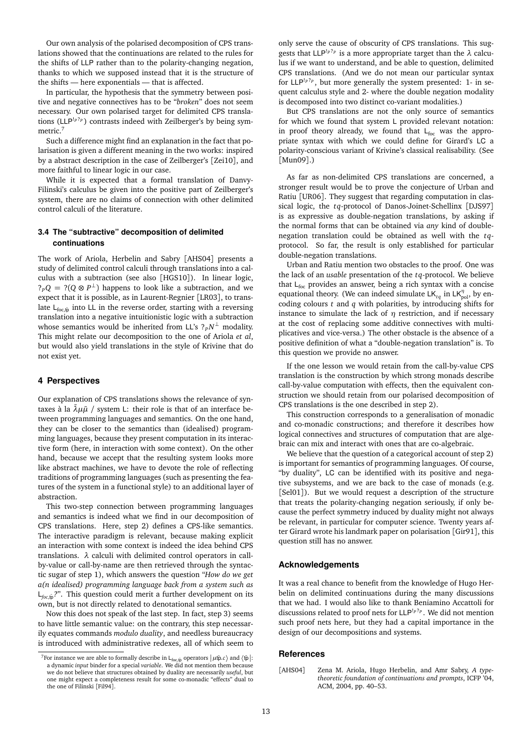Our own analysis of the polarised decomposition of CPS translations showed that the continuations are related to the rules for the shifts of LLP rather than to the polarity-changing negation, thanks to which we supposed instead that it is the structure of the shifts — here exponentials — that is affected.

In particular, the hypothesis that the symmetry between positive and negative connectives has to be "*broken*" does not seem necessary. Our own polarised target for delimited CPS translations ($\mathsf{LLP}^{!_p ?_p}$) contrasts indeed with Zeilberger's by being symmetric.[7]

Such a difference might find an explanation in the fact that polarisation is given a different meaning in the two works: inspired by a abstract description in the case of Zeilberger's [Zei10], and more faithful to linear logic in our case.

While it is expected that a formal translation of Danvy-Filinski's calculus be given into the positive part of Zeilberger's system, there are no claims of connection with other delimited control calculi of the literature.

### 3.4 The "subtractive" decomposition of delimited continuations

The work of Ariola, Herbelin and Sabry [AHS04] presents a study of delimited control calculi through translations into a calculus with a subtraction (see also [HGS10]). In linear logic, $?_pQ = ?(Q \otimes P^\perp)$ happens to look like a subtraction, and we expect that it is possible, as in Laurent-Regnier [LR03], to translate $\mathsf{L}_{\mathrm{foc},\widehat{\mathrm{tp}}}$ into LL in the reverse order, starting with a reversing translation into a negative intuitionistic logic with a subtraction whose semantics would be inherited from LL's $?_PN^\perp$ modality. This might relate our decomposition to the one of Ariola *et al*, but would also yield translations in the style of Krivine that do not exist yet.

## 4 Perspectives

Our explanation of CPS translations shows the relevance of syntaxes à la $\bar\lambda\mu\tilde\mu$ / system L: their role is that of an interface between programming languages and semantics. On the one hand, they can be closer to the semantics than (idealised) programming languages, because they present computation in its interactive form (here, in interaction with some context). On the other hand, because we accept that the resulting system looks more like abstract machines, we have to devote the role of reflecting traditions of programming languages (such as presenting the features of the system in a functional style) to an additional layer of abstraction.

This two-step connection between programming languages and semantics is indeed what we find in our decomposition of CPS translations. Here, step 2) defines a CPS-like semantics. The interactive paradigm is relevant, because making explicit an interaction with some context is indeed the idea behind CPS translations. $\lambda$ calculi with delimited control operators in call-by-value or call-by-name are then retrieved through the syntactic sugar of step 1), which answers the question "*How do we get a(n idealised) programming language back from a system such as $\mathsf{L}_{foc,\widehat{tp}}$?*". This question could merit a further development on its own, but is not directly related to denotational semantics.

Now this does not speak of the last step. In fact, step 3) seems to have little semantic value: on the contrary, this step necessarily equates commands *modulo duality*, and needless bureaucracy is introduced with administrative redexes, all of which seem to only serve the cause of obscurity of CPS translations. This suggests that $\mathsf{LLP}^{!_p ?_p}$ is a more appropriate target than the $\lambda$ calculus if we want to understand, and be able to question, delimited CPS translations. (And we do not mean our particular syntax for $\mathsf{LLP}^{!_p ?_p}$, but more generally the system presented: 1- in sequent calculus style and 2- where the double negation modality is decomposed into two distinct co-variant modalities.)

But CPS translations are not the only source of semantics for which we found that system L provided relevant notation: in proof theory already, we found that $\mathsf{L}_{\mathrm{foc}}$ was the appropriate syntax with which we could define for Girard's LC a polarity-conscious variant of Krivine's classical realisability. (See [Mun09].)

As far as non-delimited CPS translations are concerned, a stronger result would be to prove the conjecture of Urban and Ratiu [UR06]. They suggest that regarding computation in classical logic, the $tq$-protocol of Danos-Joinet-Schellinx [DJS97] is as expressive as double-negation translations, by asking if the normal forms that can be obtained via *any* kind of double-negation translation could be obtained as well with the $tq$-protocol. So far, the result is only established for particular double-negation translations.

Urban and Ratiu mention two obstacles to the proof. One was the lack of an *usable* presentation of the $tq$-protocol. We believe that $\mathsf{L}_{\mathrm{foc}}$ provides an answer, being a rich syntax with a concise equational theory. (We can indeed simulate $\mathsf{LK}_{tq}$ in $\mathsf{LK}^{\eta}_{\mathrm{pol}}$, by encoding colours $t$ and $q$ with polarities, by introducing shifts for instance to simulate the lack of $\eta$ restriction, and if necessary at the cost of replacing some additive connectives with multiplicatives and vice-versa.) The other obstacle is the absence of a positive definition of what a "double-negation translation" is. To this question we provide no answer.

If the one lesson we would retain from the call-by-value CPS translation is the construction by which strong monads describe call-by-value computation with effects, then the equivalent construction we should retain from our polarised decomposition of CPS translations is the one described in step 2).

This construction corresponds to a generalisation of monadic and co-monadic constructions; and therefore it describes how logical connectives and structures of computation that are algebraic can mix and interact with ones that are co-algebraic.

We believe that the question of a categorical account of step 2) is important for semantics of programming languages. Of course, "by duality", LC can be identified with its positive and negative subsystems, and we are back to the case of monads (e.g. [Sel01]). But we would request a description of the structure that treats the polarity-changing negation seriously, if only because the perfect symmetry induced by duality might not always be relevant, in particular for computer science. Twenty years after Girard wrote his landmark paper on polarisation [Gir91], this question still has no answer.

### Acknowledgements

It was a real chance to benefit from the knowledge of Hugo Herbelin on delimited continuations during the many discussions that we had. I would also like to thank Beniamino Accattoli for discussions related to proof nets for $\mathsf{LLP}^{!_p ?_p}$. We did not mention such proof nets here, but they had a capital importance in the design of our decompositions and systems.

### References

[AHS04] Zena M. Ariola, Hugo Herbelin, and Amr Sabry, *A type-theoretic foundation of continuations and prompts*, ICFP '04, ACM, 2004, pp. 40–53.

---

[7] For instance we are able to formally describe in $\mathsf{L}_{\mathrm{foc},\widehat{\mathrm{tp}}}$ operators $|\mu\widehat{\mathrm{tp}}.c\rangle$ and $\langle\widehat{\mathrm{tp}}|$: a dynamic *input* binder for a special *variable*. We did not mention them because we do not believe that structures obtained by duality are necessarily *useful*, but one might expect a completeness result for some co-monadic "effects" dual to the one of Filinski [Fil94].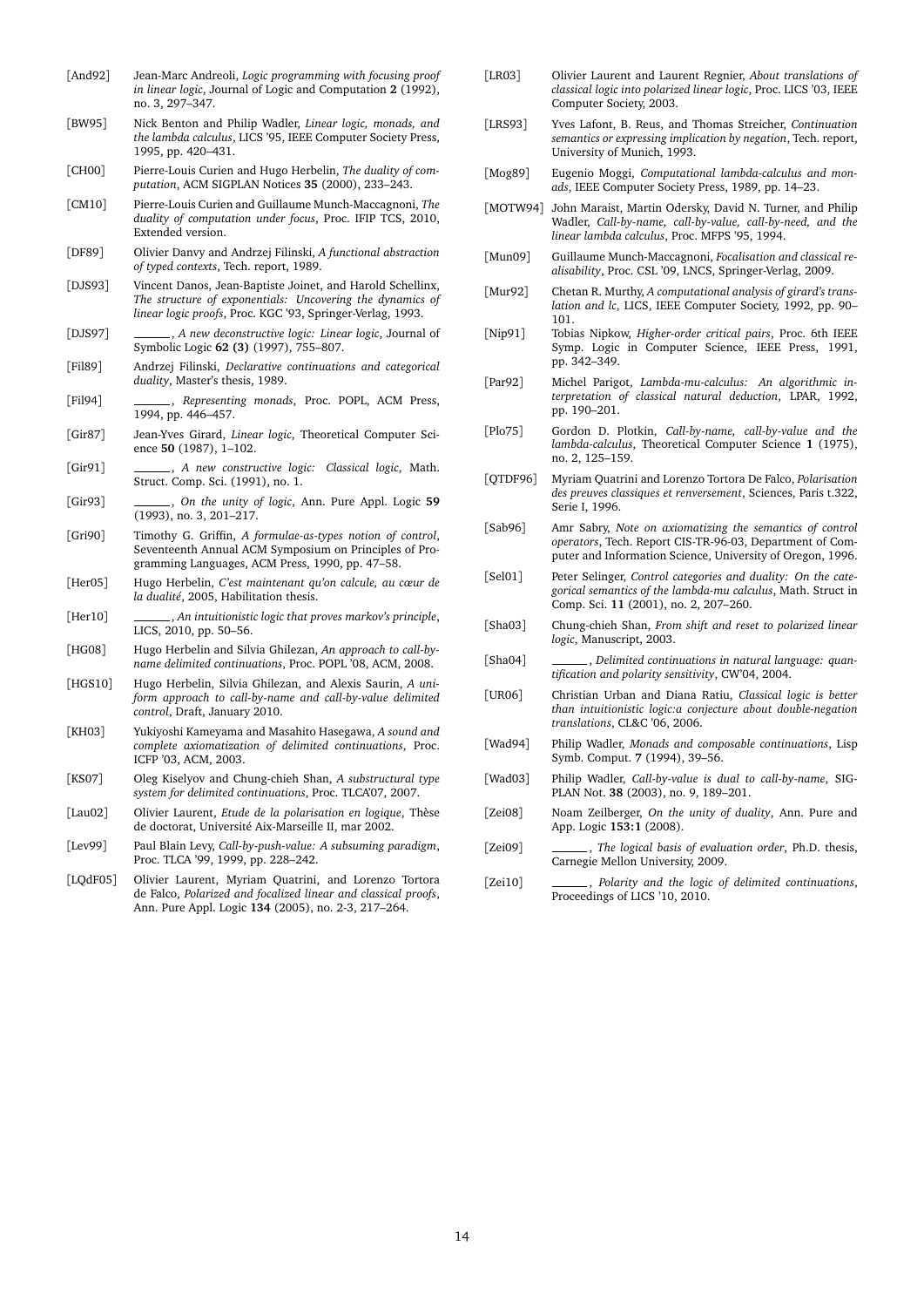[And92] Jean-Marc Andreoli, *Logic programming with focusing proof in linear logic*, Journal of Logic and Computation **2** (1992), no. 3, 297–347.

[BW95] Nick Benton and Philip Wadler, *Linear logic, monads, and the lambda calculus*, LICS '95, IEEE Computer Society Press, 1995, pp. 420–431.

[CH00] Pierre-Louis Curien and Hugo Herbelin, *The duality of computation*, ACM SIGPLAN Notices **35** (2000), 233–243.

[CM10] Pierre-Louis Curien and Guillaume Munch-Maccagnoni, *The duality of computation under focus*, Proc. IFIP TCS, 2010, Extended version.

[DF89] Olivier Danvy and Andrzej Filinski, *A functional abstraction of typed contexts*, Tech. report, 1989.

[DJS93] Vincent Danos, Jean-Baptiste Joinet, and Harold Schellinx, *The structure of exponentials: Uncovering the dynamics of linear logic proofs*, Proc. KGC '93, Springer-Verlag, 1993.

[DJS97] ______, *A new deconstructive logic: Linear logic*, Journal of Symbolic Logic **62 (3)** (1997), 755–807.

[Fil89] Andrzej Filinski, *Declarative continuations and categorical duality*, Master's thesis, 1989.

[Fil94] ______, *Representing monads*, Proc. POPL, ACM Press, 1994, pp. 446–457.

[Gir87] Jean-Yves Girard, *Linear logic*, Theoretical Computer Science **50** (1987), 1–102.

[Gir91] ______, *A new constructive logic: Classical logic*, Math. Struct. Comp. Sci. (1991), no. 1.

[Gir93] ______, *On the unity of logic*, Ann. Pure Appl. Logic **59** (1993), no. 3, 201–217.

[Gri90] Timothy G. Griffin, *A formulae-as-types notion of control*, Seventeenth Annual ACM Symposium on Principles of Programming Languages, ACM Press, 1990, pp. 47–58.

[Her05] Hugo Herbelin, *C'est maintenant qu'on calcule, au cœur de la dualité*, 2005, Habilitation thesis.

[Her10] ______, *An intuitionistic logic that proves markov's principle*, LICS, 2010, pp. 50–56.

[HG08] Hugo Herbelin and Silvia Ghilezan, *An approach to call-by-name delimited continuations*, Proc. POPL '08, ACM, 2008.

[HGS10] Hugo Herbelin, Silvia Ghilezan, and Alexis Saurin, *A uniform approach to call-by-name and call-by-value delimited control*, Draft, January 2010.

[KH03] Yukiyoshi Kameyama and Masahito Hasegawa, *A sound and complete axiomatization of delimited continuations*, Proc. ICFP '03, ACM, 2003.

[KS07] Oleg Kiselyov and Chung-chieh Shan, *A substructural type system for delimited continuations*, Proc. TLCA'07, 2007.

[Lau02] Olivier Laurent, *Etude de la polarisation en logique*, Thèse de doctorat, Université Aix-Marseille II, mar 2002.

[Lev99] Paul Blain Levy, *Call-by-push-value: A subsuming paradigm*, Proc. TLCA '99, 1999, pp. 228–242.

[LQdF05] Olivier Laurent, Myriam Quatrini, and Lorenzo Tortora de Falco, *Polarized and focalized linear and classical proofs*, Ann. Pure Appl. Logic **134** (2005), no. 2-3, 217–264.

[LR03] Olivier Laurent and Laurent Regnier, *About translations of classical logic into polarized linear logic*, Proc. LICS '03, IEEE Computer Society, 2003.

[LRS93] Yves Lafont, B. Reus, and Thomas Streicher, *Continuation semantics or expressing implication by negation*, Tech. report, University of Munich, 1993.

[Mog89] Eugenio Moggi, *Computational lambda-calculus and monads*, IEEE Computer Society Press, 1989, pp. 14–23.

[MOTW94] John Maraist, Martin Odersky, David N. Turner, and Philip Wadler, *Call-by-name, call-by-value, call-by-need, and the linear lambda calculus*, Proc. MFPS '95, 1994.

[Mun09] Guillaume Munch-Maccagnoni, *Focalisation and classical realisability*, Proc. CSL '09, LNCS, Springer-Verlag, 2009.

[Mur92] Chetan R. Murthy, *A computational analysis of girard's translation and lc*, LICS, IEEE Computer Society, 1992, pp. 90–101.

[Nip91] Tobias Nipkow, *Higher-order critical pairs*, Proc. 6th IEEE Symp. Logic in Computer Science, IEEE Press, 1991, pp. 342–349.

[Par92] Michel Parigot, *Lambda-mu-calculus: An algorithmic interpretation of classical natural deduction*, LPAR, 1992, pp. 190–201.

[Plo75] Gordon D. Plotkin, *Call-by-name, call-by-value and the lambda-calculus*, Theoretical Computer Science **1** (1975), no. 2, 125–159.

[QTDF96] Myriam Quatrini and Lorenzo Tortora De Falco, *Polarisation des preuves classiques et renversement*, Sciences, Paris t.322, Serie I, 1996.

[Sab96] Amr Sabry, *Note on axiomatizing the semantics of control operators*, Tech. Report CIS-TR-96-03, Department of Computer and Information Science, University of Oregon, 1996.

[Sel01] Peter Selinger, *Control categories and duality: On the categorical semantics of the lambda-mu calculus*, Math. Struct in Comp. Sci. **11** (2001), no. 2, 207–260.

[Sha03] Chung-chieh Shan, *From shift and reset to polarized linear logic*, Manuscript, 2003.

[Sha04] ______, *Delimited continuations in natural language: quantification and polarity sensitivity*, CW'04, 2004.

[UR06] Christian Urban and Diana Ratiu, *Classical logic is better than intuitionistic logic:a conjecture about double-negation translations*, CL&C '06, 2006.

[Wad94] Philip Wadler, *Monads and composable continuations*, Lisp Symb. Comput. **7** (1994), 39–56.

[Wad03] Philip Wadler, *Call-by-value is dual to call-by-name*, SIGPLAN Not. **38** (2003), no. 9, 189–201.

[Zei08] Noam Zeilberger, *On the unity of duality*, Ann. Pure and App. Logic **153:1** (2008).

[Zei09] ______, *The logical basis of evaluation order*, Ph.D. thesis, Carnegie Mellon University, 2009.

[Zei10] ______, *Polarity and the logic of delimited continuations*, Proceedings of LICS '10, 2010.